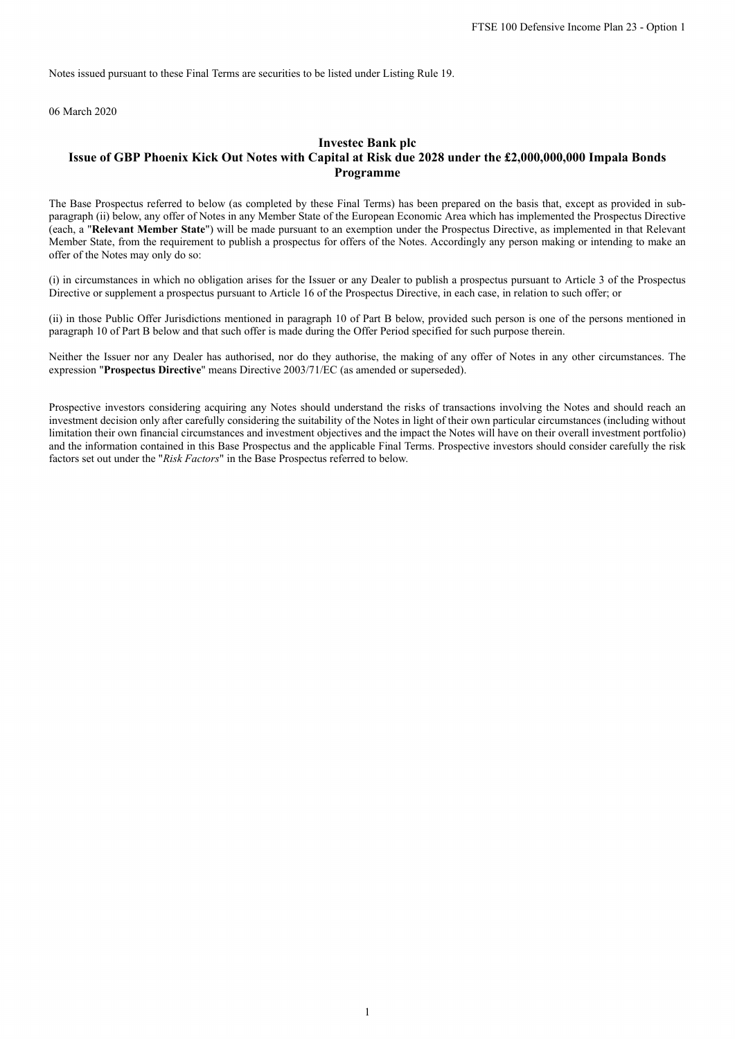Notes issued pursuant to these Final Terms are securities to be listed under Listing Rule 19.

06 March 2020

**Investec Bank plc**

**Issue of GBP Phoenix Kick Out Notes with Capital at Risk due 2028 under the £2,000,000,000 Impala Bonds Programme**

The Base Prospectus referred to below (as completed by these Final Terms) has been prepared on the basis that, except as provided in sub-paragraph (ii) below, any offer of Notes in any Member State of the European Economic Area which has implemented the Prospectus Directive (each, a "**Relevant Member State**") will be made pursuant to an exemption under the Prospectus Directive, as implemented in that Relevant Member State, from the requirement to publish a prospectus for offers of the Notes. Accordingly any person making or intending to make an offer of the Notes may only do so:

(i) in circumstances in which no obligation arises for the Issuer or any Dealer to publish a prospectus pursuant to Article 3 of the Prospectus Directive or supplement a prospectus pursuant to Article 16 of the Prospectus Directive, in each case, in relation to such offer; or

(ii) in those Public Offer Jurisdictions mentioned in paragraph 10 of Part B below, provided such person is one of the persons mentioned in paragraph 10 of Part B below and that such offer is made during the Offer Period specified for such purpose therein.

Neither the Issuer nor any Dealer has authorised, nor do they authorise, the making of any offer of Notes in any other circumstances. The expression "**Prospectus Directive**" means Directive 2003/71/EC (as amended or superseded).

Prospective investors considering acquiring any Notes should understand the risks of transactions involving the Notes and should reach an investment decision only after carefully considering the suitability of the Notes in light of their own particular circumstances (including without limitation their own financial circumstances and investment objectives and the impact the Notes will have on their overall investment portfolio) and the information contained in this Base Prospectus and the applicable Final Terms. Prospective investors should consider carefully the risk factors set out under the "*Risk Factors*" in the Base Prospectus referred to below.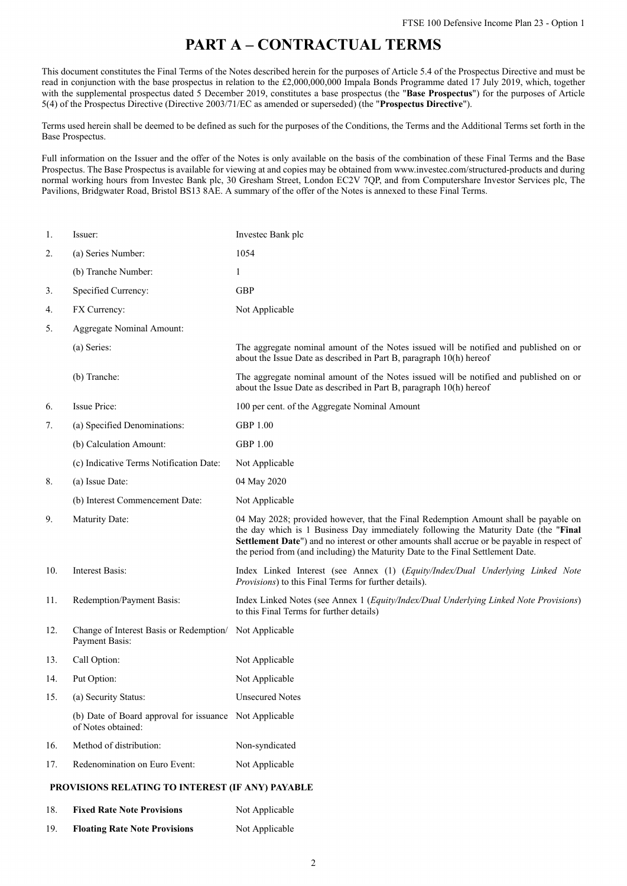# PART A – CONTRACTUAL TERMS

This document constitutes the Final Terms of the Notes described herein for the purposes of Article 5.4 of the Prospectus Directive and must be read in conjunction with the base prospectus in relation to the £2,000,000,000 Impala Bonds Programme dated 17 July 2019, which, together with the supplemental prospectus dated 5 December 2019, constitutes a base prospectus (the "**Base Prospectus**") for the purposes of Article 5(4) of the Prospectus Directive (Directive 2003/71/EC as amended or superseded) (the "**Prospectus Directive**").

Terms used herein shall be deemed to be defined as such for the purposes of the Conditions, the Terms and the Additional Terms set forth in the Base Prospectus.

Full information on the Issuer and the offer of the Notes is only available on the basis of the combination of these Final Terms and the Base Prospectus. The Base Prospectus is available for viewing at and copies may be obtained from www.investec.com/structured-products and during normal working hours from Investec Bank plc, 30 Gresham Street, London EC2V 7QP, and from Computershare Investor Services plc, The Pavilions, Bridgwater Road, Bristol BS13 8AE. A summary of the offer of the Notes is annexed to these Final Terms.

| | | |
|---|---|---|
| 1. | Issuer: | Investec Bank plc |
| 2. | (a) Series Number: | 1054 |
| | (b) Tranche Number: | 1 |
| 3. | Specified Currency: | GBP |
| 4. | FX Currency: | Not Applicable |
| 5. | Aggregate Nominal Amount: | |
| | (a) Series: | The aggregate nominal amount of the Notes issued will be notified and published on or about the Issue Date as described in Part B, paragraph 10(h) hereof |
| | (b) Tranche: | The aggregate nominal amount of the Notes issued will be notified and published on or about the Issue Date as described in Part B, paragraph 10(h) hereof |
| 6. | Issue Price: | 100 per cent. of the Aggregate Nominal Amount |
| 7. | (a) Specified Denominations: | GBP 1.00 |
| | (b) Calculation Amount: | GBP 1.00 |
| | (c) Indicative Terms Notification Date: | Not Applicable |
| 8. | (a) Issue Date: | 04 May 2020 |
| | (b) Interest Commencement Date: | Not Applicable |
| 9. | Maturity Date: | 04 May 2028; provided however, that the Final Redemption Amount shall be payable on the day which is 1 Business Day immediately following the Maturity Date (the "**Final Settlement Date**") and no interest or other amounts shall accrue or be payable in respect of the period from (and including) the Maturity Date to the Final Settlement Date. |
| 10. | Interest Basis: | Index Linked Interest (see Annex (1) (*Equity/Index/Dual Underlying Linked Note Provisions*) to this Final Terms for further details). |
| 11. | Redemption/Payment Basis: | Index Linked Notes (see Annex 1 (*Equity/Index/Dual Underlying Linked Note Provisions*) to this Final Terms for further details) |
| 12. | Change of Interest Basis or Redemption/ Payment Basis: | Not Applicable |
| 13. | Call Option: | Not Applicable |
| 14. | Put Option: | Not Applicable |
| 15. | (a) Security Status: | Unsecured Notes |
| | (b) Date of Board approval for issuance of Notes obtained: | Not Applicable |
| 16. | Method of distribution: | Non-syndicated |
| 17. | Redenomination on Euro Event: | Not Applicable |

**PROVISIONS RELATING TO INTEREST (IF ANY) PAYABLE**

| | | |
|---|---|---|
| 18. | **Fixed Rate Note Provisions** | Not Applicable |
| 19. | **Floating Rate Note Provisions** | Not Applicable |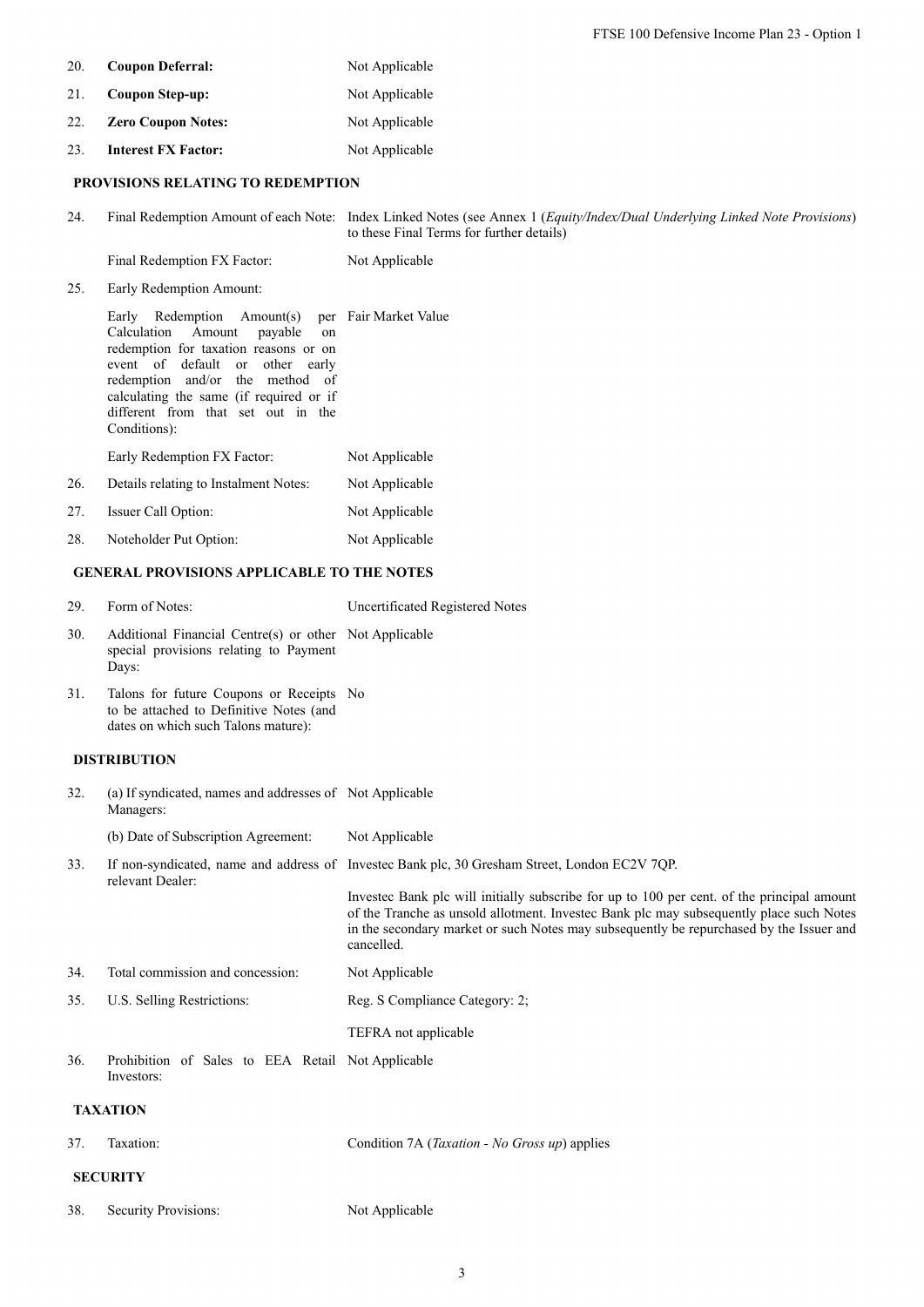| | | |
|---|---|---|
| 20. | **Coupon Deferral:** | Not Applicable |
| 21. | **Coupon Step-up:** | Not Applicable |
| 22. | **Zero Coupon Notes:** | Not Applicable |
| 23. | **Interest FX Factor:** | Not Applicable |

**PROVISIONS RELATING TO REDEMPTION**

| | | |
|---|---|---|
| 24. | Final Redemption Amount of each Note: | Index Linked Notes (see Annex 1 (*Equity/Index/Dual Underlying Linked Note Provisions*) to these Final Terms for further details) |
| | Final Redemption FX Factor: | Not Applicable |
| 25. | Early Redemption Amount: | |
| | Early Redemption Amount(s) per Calculation Amount payable on redemption for taxation reasons or on event of default or other early redemption and/or the method of calculating the same (if required or if different from that set out in the Conditions): | Fair Market Value |
| | Early Redemption FX Factor: | Not Applicable |
| 26. | Details relating to Instalment Notes: | Not Applicable |
| 27. | Issuer Call Option: | Not Applicable |
| 28. | Noteholder Put Option: | Not Applicable |

**GENERAL PROVISIONS APPLICABLE TO THE NOTES**

| | | |
|---|---|---|
| 29. | Form of Notes: | Uncertificated Registered Notes |
| 30. | Additional Financial Centre(s) or other special provisions relating to Payment Days: | Not Applicable |
| 31. | Talons for future Coupons or Receipts to be attached to Definitive Notes (and dates on which such Talons mature): | No |

**DISTRIBUTION**

| | | |
|---|---|---|
| 32. | (a) If syndicated, names and addresses of Managers: | Not Applicable |
| | (b) Date of Subscription Agreement: | Not Applicable |
| 33. | If non-syndicated, name and address of relevant Dealer: | Investec Bank plc, 30 Gresham Street, London EC2V 7QP.<br><br>Investec Bank plc will initially subscribe for up to 100 per cent. of the principal amount of the Tranche as unsold allotment. Investec Bank plc may subsequently place such Notes in the secondary market or such Notes may subsequently be repurchased by the Issuer and cancelled. |
| 34. | Total commission and concession: | Not Applicable |
| 35. | U.S. Selling Restrictions: | Reg. S Compliance Category: 2;<br><br>TEFRA not applicable |
| 36. | Prohibition of Sales to EEA Retail Investors: | Not Applicable |

**TAXATION**

| | | |
|---|---|---|
| 37. | Taxation: | Condition 7A (*Taxation - No Gross up*) applies |

**SECURITY**

| | | |
|---|---|---|
| 38. | Security Provisions: | Not Applicable |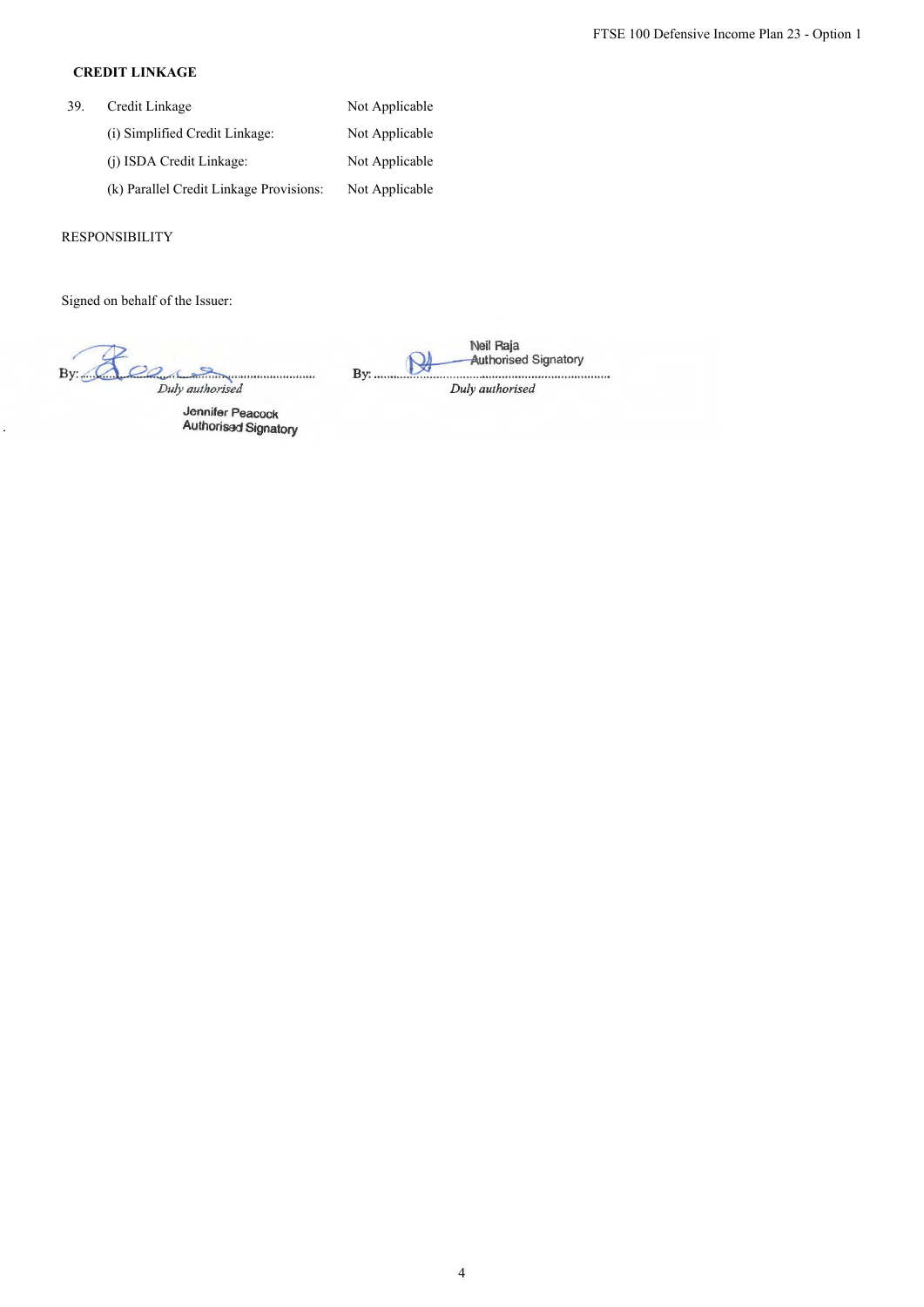**CREDIT LINKAGE**

| 39. | Credit Linkage | Not Applicable |
|---|---|---|
| | (i) Simplified Credit Linkage: | Not Applicable |
| | (j) ISDA Credit Linkage: | Not Applicable |
| | (k) Parallel Credit Linkage Provisions: | Not Applicable |

RESPONSIBILITY

Signed on behalf of the Issuer:

| By: ..................................................... | By: ..................................................... |
|---|---|
| *Duly authorised* | *Duly authorised* |
| Jennifer Peacock<br>Authorised Signatory | Neil Raja<br>Authorised Signatory |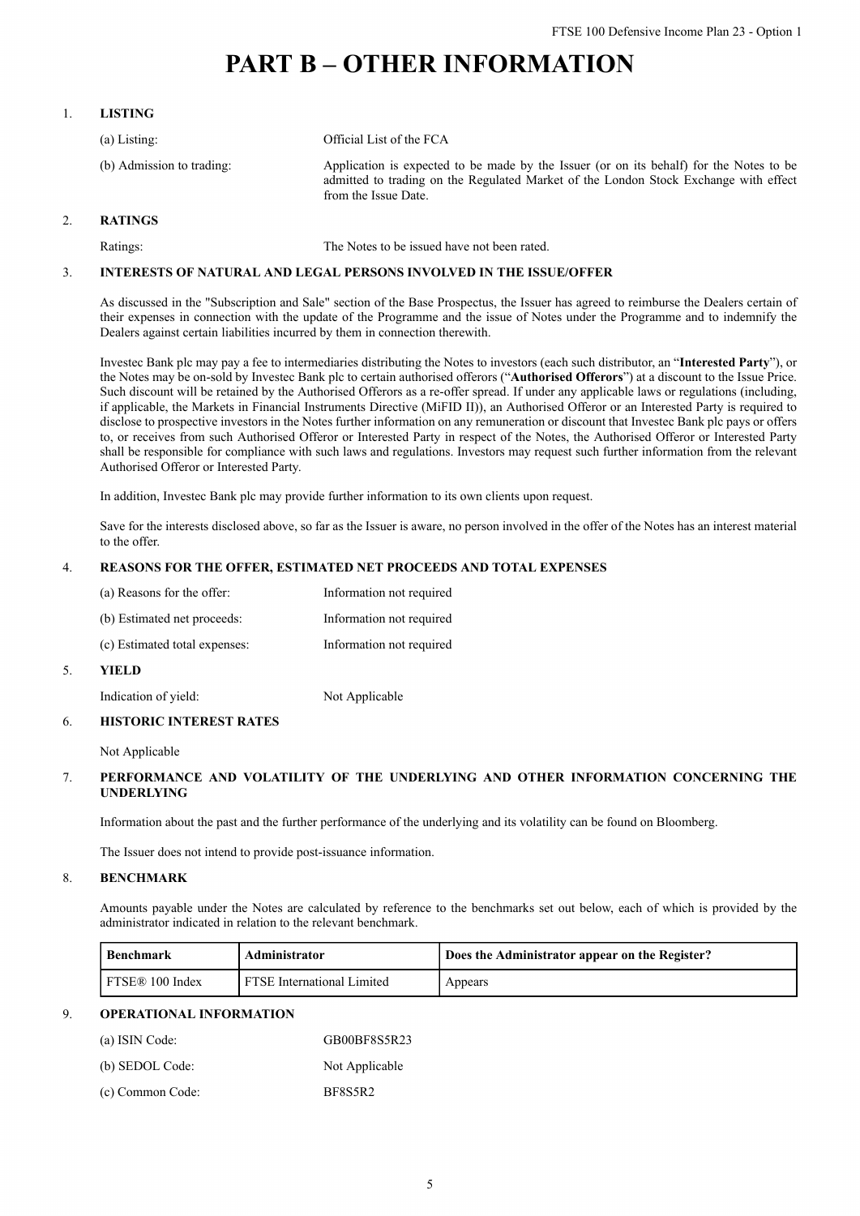# PART B – OTHER INFORMATION

1. **LISTING**

| | |
|---|---|
| (a) Listing: | Official List of the FCA |
| (b) Admission to trading: | Application is expected to be made by the Issuer (or on its behalf) for the Notes to be admitted to trading on the Regulated Market of the London Stock Exchange with effect from the Issue Date. |

2. **RATINGS**

| | |
|---|---|
| Ratings: | The Notes to be issued have not been rated. |

3. **INTERESTS OF NATURAL AND LEGAL PERSONS INVOLVED IN THE ISSUE/OFFER**

As discussed in the "Subscription and Sale" section of the Base Prospectus, the Issuer has agreed to reimburse the Dealers certain of their expenses in connection with the update of the Programme and the issue of Notes under the Programme and to indemnify the Dealers against certain liabilities incurred by them in connection therewith.

Investec Bank plc may pay a fee to intermediaries distributing the Notes to investors (each such distributor, an "**Interested Party**"), or the Notes may be on-sold by Investec Bank plc to certain authorised offerors ("**Authorised Offerors**") at a discount to the Issue Price. Such discount will be retained by the Authorised Offerors as a re-offer spread. If under any applicable laws or regulations (including, if applicable, the Markets in Financial Instruments Directive (MiFID II)), an Authorised Offeror or an Interested Party is required to disclose to prospective investors in the Notes further information on any remuneration or discount that Investec Bank plc pays or offers to, or receives from such Authorised Offeror or Interested Party in respect of the Notes, the Authorised Offeror or Interested Party shall be responsible for compliance with such laws and regulations. Investors may request such further information from the relevant Authorised Offeror or Interested Party.

In addition, Investec Bank plc may provide further information to its own clients upon request.

Save for the interests disclosed above, so far as the Issuer is aware, no person involved in the offer of the Notes has an interest material to the offer.

4. **REASONS FOR THE OFFER, ESTIMATED NET PROCEEDS AND TOTAL EXPENSES**

| | |
|---|---|
| (a) Reasons for the offer: | Information not required |
| (b) Estimated net proceeds: | Information not required |
| (c) Estimated total expenses: | Information not required |

5. **YIELD**

| | |
|---|---|
| Indication of yield: | Not Applicable |

6. **HISTORIC INTEREST RATES**

Not Applicable

7. **PERFORMANCE AND VOLATILITY OF THE UNDERLYING AND OTHER INFORMATION CONCERNING THE UNDERLYING**

Information about the past and the further performance of the underlying and its volatility can be found on Bloomberg.

The Issuer does not intend to provide post-issuance information.

8. **BENCHMARK**

Amounts payable under the Notes are calculated by reference to the benchmarks set out below, each of which is provided by the administrator indicated in relation to the relevant benchmark.

| Benchmark | Administrator | Does the Administrator appear on the Register? |
|---|---|---|
| FTSE® 100 Index | FTSE International Limited | Appears |

9. **OPERATIONAL INFORMATION**

| | |
|---|---|
| (a) ISIN Code: | GB00BF8S5R23 |
| (b) SEDOL Code: | Not Applicable |
| (c) Common Code: | BF8S5R2 |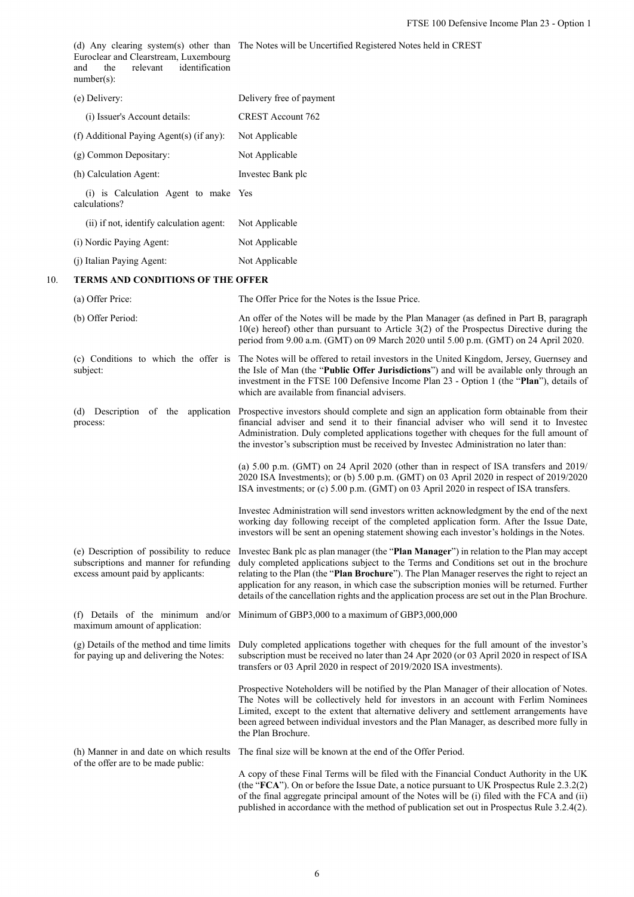| | |
|---|---|
| (d) Any clearing system(s) other than Euroclear and Clearstream, Luxembourg and the relevant identification number(s): | The Notes will be Uncertified Registered Notes held in CREST |
| (e) Delivery: | Delivery free of payment |
| (i) Issuer's Account details: | CREST Account 762 |
| (f) Additional Paying Agent(s) (if any): | Not Applicable |
| (g) Common Depositary: | Not Applicable |
| (h) Calculation Agent: | Investec Bank plc |
| (i) is Calculation Agent to make calculations? | Yes |
| (ii) if not, identify calculation agent: | Not Applicable |
| (i) Nordic Paying Agent: | Not Applicable |
| (j) Italian Paying Agent: | Not Applicable |

## 10. TERMS AND CONDITIONS OF THE OFFER

| | |
|---|---|
| (a) Offer Price: | The Offer Price for the Notes is the Issue Price. |
| (b) Offer Period: | An offer of the Notes will be made by the Plan Manager (as defined in Part B, paragraph 10(e) hereof) other than pursuant to Article 3(2) of the Prospectus Directive during the period from 9.00 a.m. (GMT) on 09 March 2020 until 5.00 p.m. (GMT) on 24 April 2020. |
| (c) Conditions to which the offer is subject: | The Notes will be offered to retail investors in the United Kingdom, Jersey, Guernsey and the Isle of Man (the "**Public Offer Jurisdictions**") and will be available only through an investment in the FTSE 100 Defensive Income Plan 23 - Option 1 (the "**Plan**"), details of which are available from financial advisers. |
| (d) Description of the application process: | Prospective investors should complete and sign an application form obtainable from their financial adviser and send it to their financial adviser who will send it to Investec Administration. Duly completed applications together with cheques for the full amount of the investor's subscription must be received by Investec Administration no later than:<br><br>(a) 5.00 p.m. (GMT) on 24 April 2020 (other than in respect of ISA transfers and 2019/2020 ISA Investments); or (b) 5.00 p.m. (GMT) on 03 April 2020 in respect of 2019/2020 ISA investments; or (c) 5.00 p.m. (GMT) on 03 April 2020 in respect of ISA transfers.<br><br>Investec Administration will send investors written acknowledgment by the end of the next working day following receipt of the completed application form. After the Issue Date, investors will be sent an opening statement showing each investor's holdings in the Notes. |
| (e) Description of possibility to reduce subscriptions and manner for refunding excess amount paid by applicants: | Investec Bank plc as plan manager (the "**Plan Manager**") in relation to the Plan may accept duly completed applications subject to the Terms and Conditions set out in the brochure relating to the Plan (the "**Plan Brochure**"). The Plan Manager reserves the right to reject an application for any reason, in which case the subscription monies will be returned. Further details of the cancellation rights and the application process are set out in the Plan Brochure. |
| (f) Details of the minimum and/or maximum amount of application: | Minimum of GBP3,000 to a maximum of GBP3,000,000 |
| (g) Details of the method and time limits for paying up and delivering the Notes: | Duly completed applications together with cheques for the full amount of the investor's subscription must be received no later than 24 Apr 2020 (or 03 April 2020 in respect of ISA transfers or 03 April 2020 in respect of 2019/2020 ISA investments).<br><br>Prospective Noteholders will be notified by the Plan Manager of their allocation of Notes. The Notes will be collectively held for investors in an account with Ferlim Nominees Limited, except to the extent that alternative delivery and settlement arrangements have been agreed between individual investors and the Plan Manager, as described more fully in the Plan Brochure. |
| (h) Manner in and date on which results of the offer are to be made public: | The final size will be known at the end of the Offer Period.<br><br>A copy of these Final Terms will be filed with the Financial Conduct Authority in the UK (the "**FCA**"). On or before the Issue Date, a notice pursuant to UK Prospectus Rule 2.3.2(2) of the final aggregate principal amount of the Notes will be (i) filed with the FCA and (ii) published in accordance with the method of publication set out in Prospectus Rule 3.2.4(2). |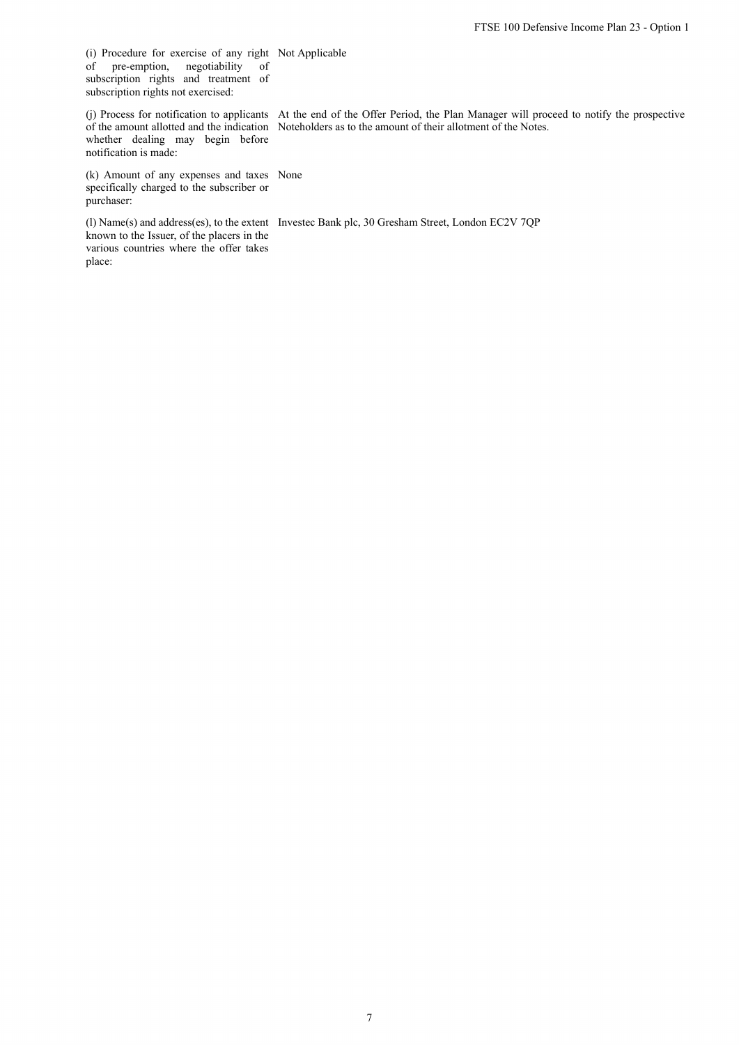| | |
|---|---|
| (i) Procedure for exercise of any right of pre-emption, negotiability of subscription rights and treatment of subscription rights not exercised: | Not Applicable |
| (j) Process for notification to applicants of the amount allotted and the indication whether dealing may begin before notification is made: | At the end of the Offer Period, the Plan Manager will proceed to notify the prospective Noteholders as to the amount of their allotment of the Notes. |
| (k) Amount of any expenses and taxes specifically charged to the subscriber or purchaser: | None |
| (l) Name(s) and address(es), to the extent known to the Issuer, of the placers in the various countries where the offer takes place: | Investec Bank plc, 30 Gresham Street, London EC2V 7QP |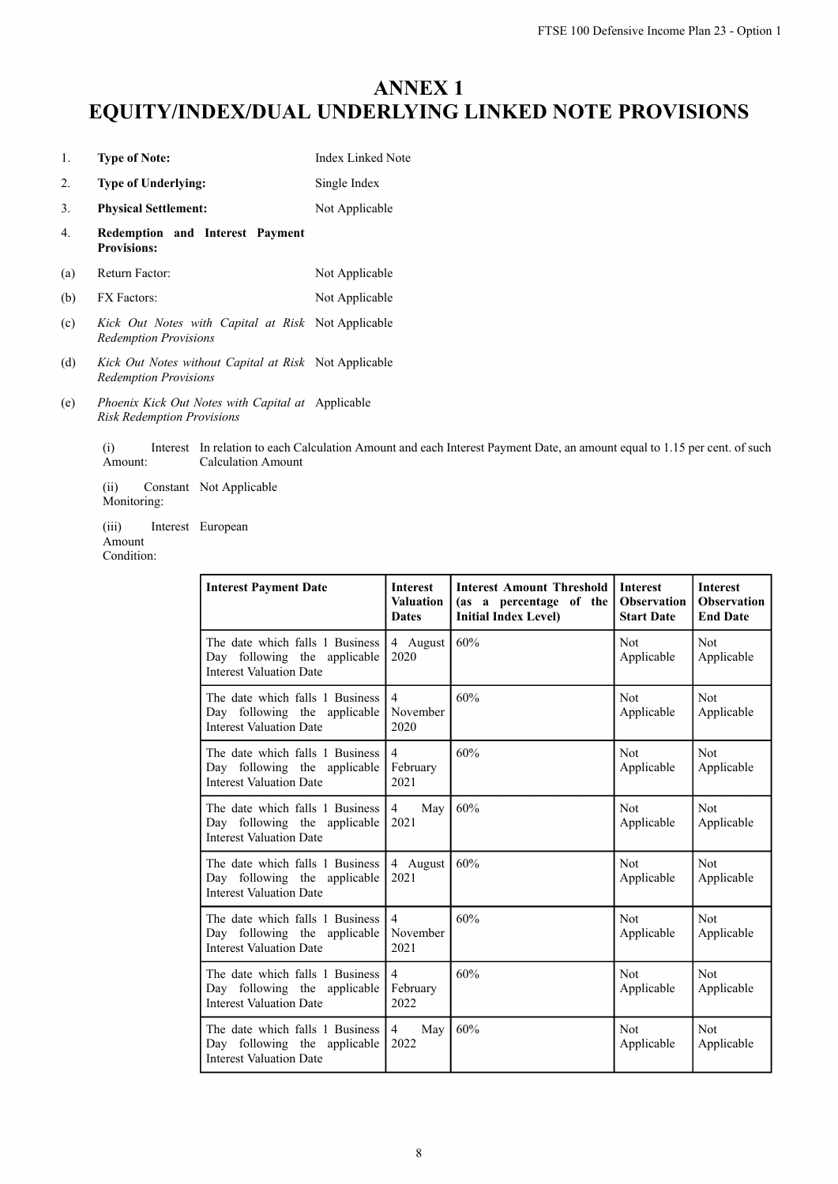# ANNEX 1
# EQUITY/INDEX/DUAL UNDERLYING LINKED NOTE PROVISIONS

1. **Type of Note:** Index Linked Note

2. **Type of Underlying:** Single Index

3. **Physical Settlement:** Not Applicable

4. **Redemption and Interest Payment Provisions:**

(a) Return Factor: Not Applicable

(b) FX Factors: Not Applicable

(c) *Kick Out Notes with Capital at Risk Redemption Provisions* Not Applicable

(d) *Kick Out Notes without Capital at Risk Redemption Provisions* Not Applicable

(e) *Phoenix Kick Out Notes with Capital at Risk Redemption Provisions* Applicable

(i) Interest Amount: In relation to each Calculation Amount and each Interest Payment Date, an amount equal to 1.15 per cent. of such Calculation Amount

(ii) Constant Monitoring: Not Applicable

(iii) Interest Amount Condition: European

| Interest Payment Date | Interest Valuation Dates | Interest Amount Threshold (as a percentage of the Initial Index Level) | Interest Observation Start Date | Interest Observation End Date |
|---|---|---|---|---|
| The date which falls 1 Business Day following the applicable Interest Valuation Date | 4 August 2020 | 60% | Not Applicable | Not Applicable |
| The date which falls 1 Business Day following the applicable Interest Valuation Date | 4 November 2020 | 60% | Not Applicable | Not Applicable |
| The date which falls 1 Business Day following the applicable Interest Valuation Date | 4 February 2021 | 60% | Not Applicable | Not Applicable |
| The date which falls 1 Business Day following the applicable Interest Valuation Date | 4 May 2021 | 60% | Not Applicable | Not Applicable |
| The date which falls 1 Business Day following the applicable Interest Valuation Date | 4 August 2021 | 60% | Not Applicable | Not Applicable |
| The date which falls 1 Business Day following the applicable Interest Valuation Date | 4 November 2021 | 60% | Not Applicable | Not Applicable |
| The date which falls 1 Business Day following the applicable Interest Valuation Date | 4 February 2022 | 60% | Not Applicable | Not Applicable |
| The date which falls 1 Business Day following the applicable Interest Valuation Date | 4 May 2022 | 60% | Not Applicable | Not Applicable |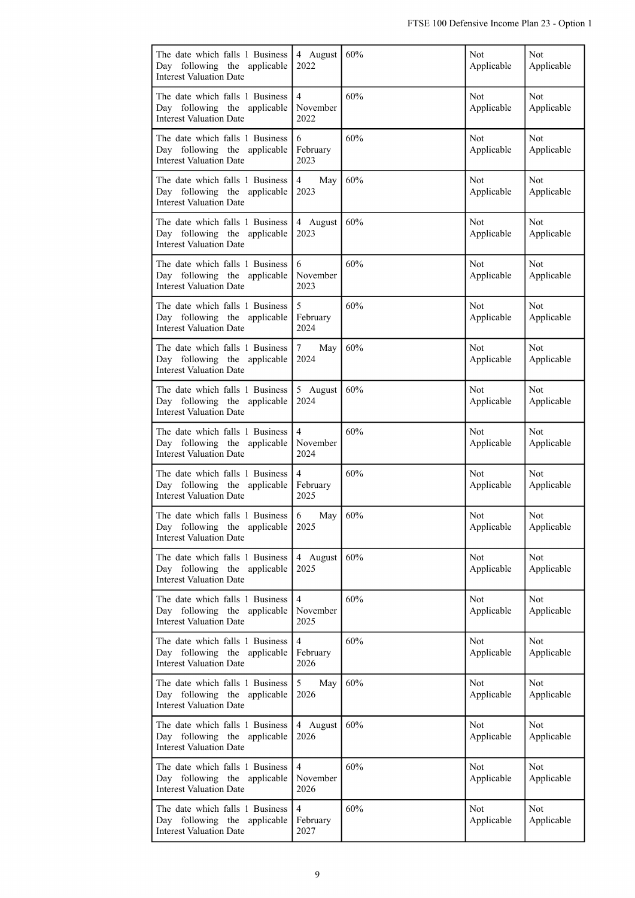| | | | | |
|---|---|---|---|---|
| The date which falls 1 Business Day following the applicable Interest Valuation Date | 4 August 2022 | 60% | Not Applicable | Not Applicable |
| The date which falls 1 Business Day following the applicable Interest Valuation Date | 4 November 2022 | 60% | Not Applicable | Not Applicable |
| The date which falls 1 Business Day following the applicable Interest Valuation Date | 6 February 2023 | 60% | Not Applicable | Not Applicable |
| The date which falls 1 Business Day following the applicable Interest Valuation Date | 4 May 2023 | 60% | Not Applicable | Not Applicable |
| The date which falls 1 Business Day following the applicable Interest Valuation Date | 4 August 2023 | 60% | Not Applicable | Not Applicable |
| The date which falls 1 Business Day following the applicable Interest Valuation Date | 6 November 2023 | 60% | Not Applicable | Not Applicable |
| The date which falls 1 Business Day following the applicable Interest Valuation Date | 5 February 2024 | 60% | Not Applicable | Not Applicable |
| The date which falls 1 Business Day following the applicable Interest Valuation Date | 7 May 2024 | 60% | Not Applicable | Not Applicable |
| The date which falls 1 Business Day following the applicable Interest Valuation Date | 5 August 2024 | 60% | Not Applicable | Not Applicable |
| The date which falls 1 Business Day following the applicable Interest Valuation Date | 4 November 2024 | 60% | Not Applicable | Not Applicable |
| The date which falls 1 Business Day following the applicable Interest Valuation Date | 4 February 2025 | 60% | Not Applicable | Not Applicable |
| The date which falls 1 Business Day following the applicable Interest Valuation Date | 6 May 2025 | 60% | Not Applicable | Not Applicable |
| The date which falls 1 Business Day following the applicable Interest Valuation Date | 4 August 2025 | 60% | Not Applicable | Not Applicable |
| The date which falls 1 Business Day following the applicable Interest Valuation Date | 4 November 2025 | 60% | Not Applicable | Not Applicable |
| The date which falls 1 Business Day following the applicable Interest Valuation Date | 4 February 2026 | 60% | Not Applicable | Not Applicable |
| The date which falls 1 Business Day following the applicable Interest Valuation Date | 5 May 2026 | 60% | Not Applicable | Not Applicable |
| The date which falls 1 Business Day following the applicable Interest Valuation Date | 4 August 2026 | 60% | Not Applicable | Not Applicable |
| The date which falls 1 Business Day following the applicable Interest Valuation Date | 4 November 2026 | 60% | Not Applicable | Not Applicable |
| The date which falls 1 Business Day following the applicable Interest Valuation Date | 4 February 2027 | 60% | Not Applicable | Not Applicable |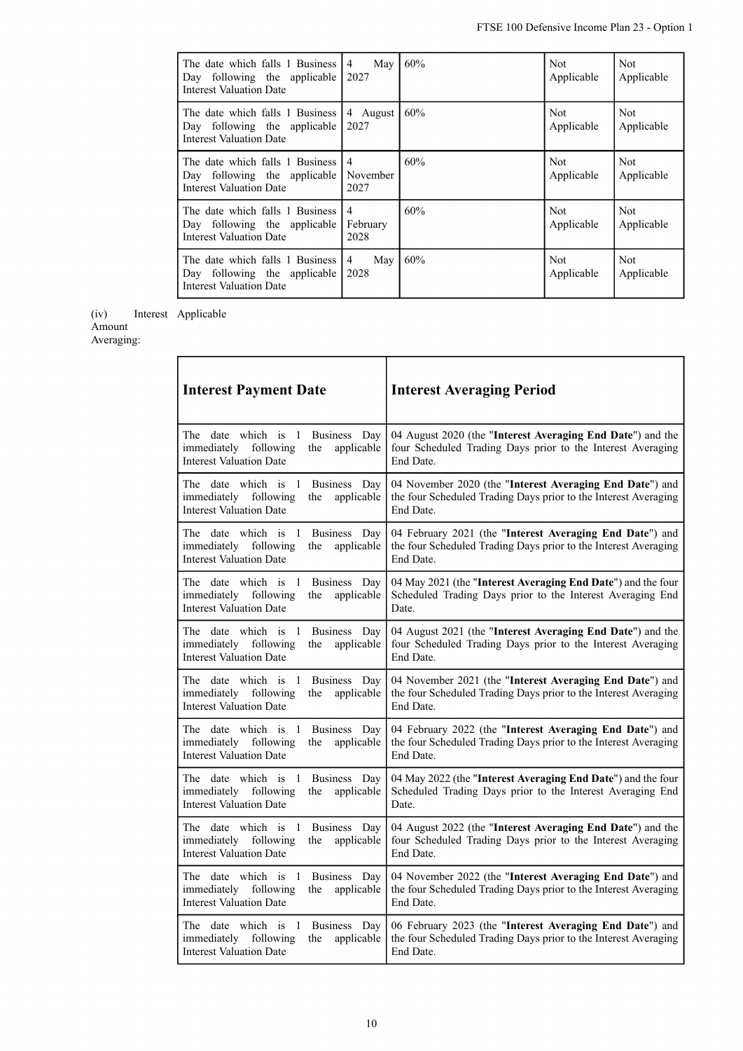| The date which falls 1 Business Day following the applicable Interest Valuation Date | 4 May 2027 | 60% | Not Applicable | Not Applicable |
|---|---|---|---|---|
| The date which falls 1 Business Day following the applicable Interest Valuation Date | 4 August 2027 | 60% | Not Applicable | Not Applicable |
| The date which falls 1 Business Day following the applicable Interest Valuation Date | 4 November 2027 | 60% | Not Applicable | Not Applicable |
| The date which falls 1 Business Day following the applicable Interest Valuation Date | 4 February 2028 | 60% | Not Applicable | Not Applicable |
| The date which falls 1 Business Day following the applicable Interest Valuation Date | 4 May 2028 | 60% | Not Applicable | Not Applicable |

(iv) Interest Amount Averaging: Applicable

| **Interest Payment Date** | **Interest Averaging Period** |
|---|---|
| The date which is 1 Business Day immediately following the applicable Interest Valuation Date | 04 August 2020 (the "**Interest Averaging End Date**") and the four Scheduled Trading Days prior to the Interest Averaging End Date. |
| The date which is 1 Business Day immediately following the applicable Interest Valuation Date | 04 November 2020 (the "**Interest Averaging End Date**") and the four Scheduled Trading Days prior to the Interest Averaging End Date. |
| The date which is 1 Business Day immediately following the applicable Interest Valuation Date | 04 February 2021 (the "**Interest Averaging End Date**") and the four Scheduled Trading Days prior to the Interest Averaging End Date. |
| The date which is 1 Business Day immediately following the applicable Interest Valuation Date | 04 May 2021 (the "**Interest Averaging End Date**") and the four Scheduled Trading Days prior to the Interest Averaging End Date. |
| The date which is 1 Business Day immediately following the applicable Interest Valuation Date | 04 August 2021 (the "**Interest Averaging End Date**") and the four Scheduled Trading Days prior to the Interest Averaging End Date. |
| The date which is 1 Business Day immediately following the applicable Interest Valuation Date | 04 November 2021 (the "**Interest Averaging End Date**") and the four Scheduled Trading Days prior to the Interest Averaging End Date. |
| The date which is 1 Business Day immediately following the applicable Interest Valuation Date | 04 February 2022 (the "**Interest Averaging End Date**") and the four Scheduled Trading Days prior to the Interest Averaging End Date. |
| The date which is 1 Business Day immediately following the applicable Interest Valuation Date | 04 May 2022 (the "**Interest Averaging End Date**") and the four Scheduled Trading Days prior to the Interest Averaging End Date. |
| The date which is 1 Business Day immediately following the applicable Interest Valuation Date | 04 August 2022 (the "**Interest Averaging End Date**") and the four Scheduled Trading Days prior to the Interest Averaging End Date. |
| The date which is 1 Business Day immediately following the applicable Interest Valuation Date | 04 November 2022 (the "**Interest Averaging End Date**") and the four Scheduled Trading Days prior to the Interest Averaging End Date. |
| The date which is 1 Business Day immediately following the applicable Interest Valuation Date | 06 February 2023 (the "**Interest Averaging End Date**") and the four Scheduled Trading Days prior to the Interest Averaging End Date. |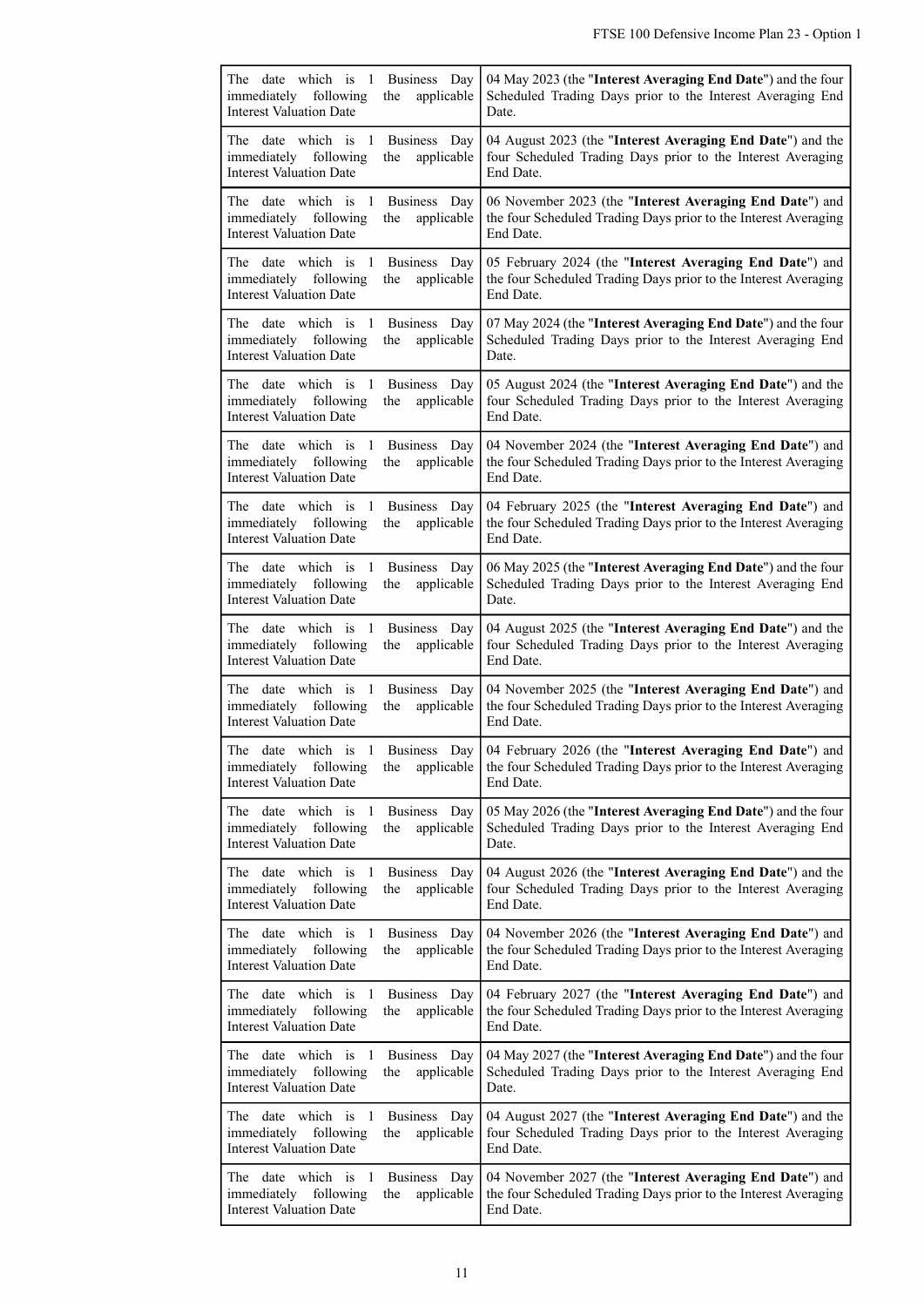| | |
|---|---|
| The date which is 1 Business Day immediately following the applicable Interest Valuation Date | 04 May 2023 (the "**Interest Averaging End Date**") and the four Scheduled Trading Days prior to the Interest Averaging End Date. |
| The date which is 1 Business Day immediately following the applicable Interest Valuation Date | 04 August 2023 (the "**Interest Averaging End Date**") and the four Scheduled Trading Days prior to the Interest Averaging End Date. |
| The date which is 1 Business Day immediately following the applicable Interest Valuation Date | 06 November 2023 (the "**Interest Averaging End Date**") and the four Scheduled Trading Days prior to the Interest Averaging End Date. |
| The date which is 1 Business Day immediately following the applicable Interest Valuation Date | 05 February 2024 (the "**Interest Averaging End Date**") and the four Scheduled Trading Days prior to the Interest Averaging End Date. |
| The date which is 1 Business Day immediately following the applicable Interest Valuation Date | 07 May 2024 (the "**Interest Averaging End Date**") and the four Scheduled Trading Days prior to the Interest Averaging End Date. |
| The date which is 1 Business Day immediately following the applicable Interest Valuation Date | 05 August 2024 (the "**Interest Averaging End Date**") and the four Scheduled Trading Days prior to the Interest Averaging End Date. |
| The date which is 1 Business Day immediately following the applicable Interest Valuation Date | 04 November 2024 (the "**Interest Averaging End Date**") and the four Scheduled Trading Days prior to the Interest Averaging End Date. |
| The date which is 1 Business Day immediately following the applicable Interest Valuation Date | 04 February 2025 (the "**Interest Averaging End Date**") and the four Scheduled Trading Days prior to the Interest Averaging End Date. |
| The date which is 1 Business Day immediately following the applicable Interest Valuation Date | 06 May 2025 (the "**Interest Averaging End Date**") and the four Scheduled Trading Days prior to the Interest Averaging End Date. |
| The date which is 1 Business Day immediately following the applicable Interest Valuation Date | 04 August 2025 (the "**Interest Averaging End Date**") and the four Scheduled Trading Days prior to the Interest Averaging End Date. |
| The date which is 1 Business Day immediately following the applicable Interest Valuation Date | 04 November 2025 (the "**Interest Averaging End Date**") and the four Scheduled Trading Days prior to the Interest Averaging End Date. |
| The date which is 1 Business Day immediately following the applicable Interest Valuation Date | 04 February 2026 (the "**Interest Averaging End Date**") and the four Scheduled Trading Days prior to the Interest Averaging End Date. |
| The date which is 1 Business Day immediately following the applicable Interest Valuation Date | 05 May 2026 (the "**Interest Averaging End Date**") and the four Scheduled Trading Days prior to the Interest Averaging End Date. |
| The date which is 1 Business Day immediately following the applicable Interest Valuation Date | 04 August 2026 (the "**Interest Averaging End Date**") and the four Scheduled Trading Days prior to the Interest Averaging End Date. |
| The date which is 1 Business Day immediately following the applicable Interest Valuation Date | 04 November 2026 (the "**Interest Averaging End Date**") and the four Scheduled Trading Days prior to the Interest Averaging End Date. |
| The date which is 1 Business Day immediately following the applicable Interest Valuation Date | 04 February 2027 (the "**Interest Averaging End Date**") and the four Scheduled Trading Days prior to the Interest Averaging End Date. |
| The date which is 1 Business Day immediately following the applicable Interest Valuation Date | 04 May 2027 (the "**Interest Averaging End Date**") and the four Scheduled Trading Days prior to the Interest Averaging End Date. |
| The date which is 1 Business Day immediately following the applicable Interest Valuation Date | 04 August 2027 (the "**Interest Averaging End Date**") and the four Scheduled Trading Days prior to the Interest Averaging End Date. |
| The date which is 1 Business Day immediately following the applicable Interest Valuation Date | 04 November 2027 (the "**Interest Averaging End Date**") and the four Scheduled Trading Days prior to the Interest Averaging End Date. |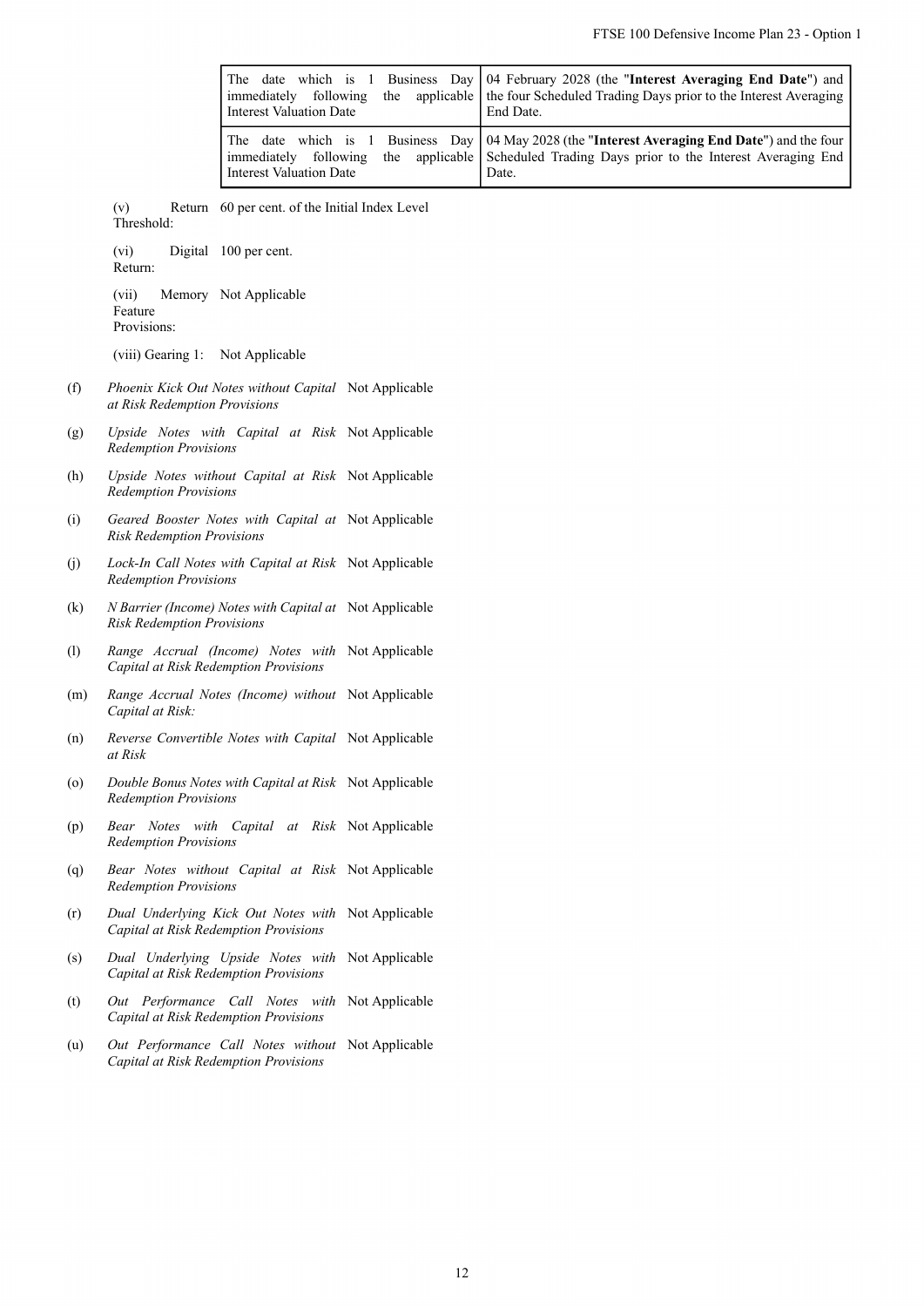| | |
|---|---|
| The date which is 1 Business Day immediately following the applicable Interest Valuation Date | 04 February 2028 (the "**Interest Averaging End Date**") and the four Scheduled Trading Days prior to the Interest Averaging End Date. |
| The date which is 1 Business Day immediately following the applicable Interest Valuation Date | 04 May 2028 (the "**Interest Averaging End Date**") and the four Scheduled Trading Days prior to the Interest Averaging End Date. |

(v) Return Threshold: 60 per cent. of the Initial Index Level

(vi) Digital Return: 100 per cent.

(vii) Memory Feature Provisions: Not Applicable

(viii) Gearing 1: Not Applicable

(f) *Phoenix Kick Out Notes without Capital at Risk Redemption Provisions* Not Applicable

(g) *Upside Notes with Capital at Risk Redemption Provisions* Not Applicable

(h) *Upside Notes without Capital at Risk Redemption Provisions* Not Applicable

(i) *Geared Booster Notes with Capital at Risk Redemption Provisions* Not Applicable

(j) *Lock-In Call Notes with Capital at Risk Redemption Provisions* Not Applicable

(k) *N Barrier (Income) Notes with Capital at Risk Redemption Provisions* Not Applicable

(l) *Range Accrual (Income) Notes with Capital at Risk Redemption Provisions* Not Applicable

(m) *Range Accrual Notes (Income) without Capital at Risk:* Not Applicable

(n) *Reverse Convertible Notes with Capital at Risk* Not Applicable

(o) *Double Bonus Notes with Capital at Risk Redemption Provisions* Not Applicable

(p) *Bear Notes with Capital at Risk Redemption Provisions* Not Applicable

(q) *Bear Notes without Capital at Risk Redemption Provisions* Not Applicable

(r) *Dual Underlying Kick Out Notes with Capital at Risk Redemption Provisions* Not Applicable

(s) *Dual Underlying Upside Notes with Capital at Risk Redemption Provisions* Not Applicable

(t) *Out Performance Call Notes with Capital at Risk Redemption Provisions* Not Applicable

(u) *Out Performance Call Notes without Capital at Risk Redemption Provisions* Not Applicable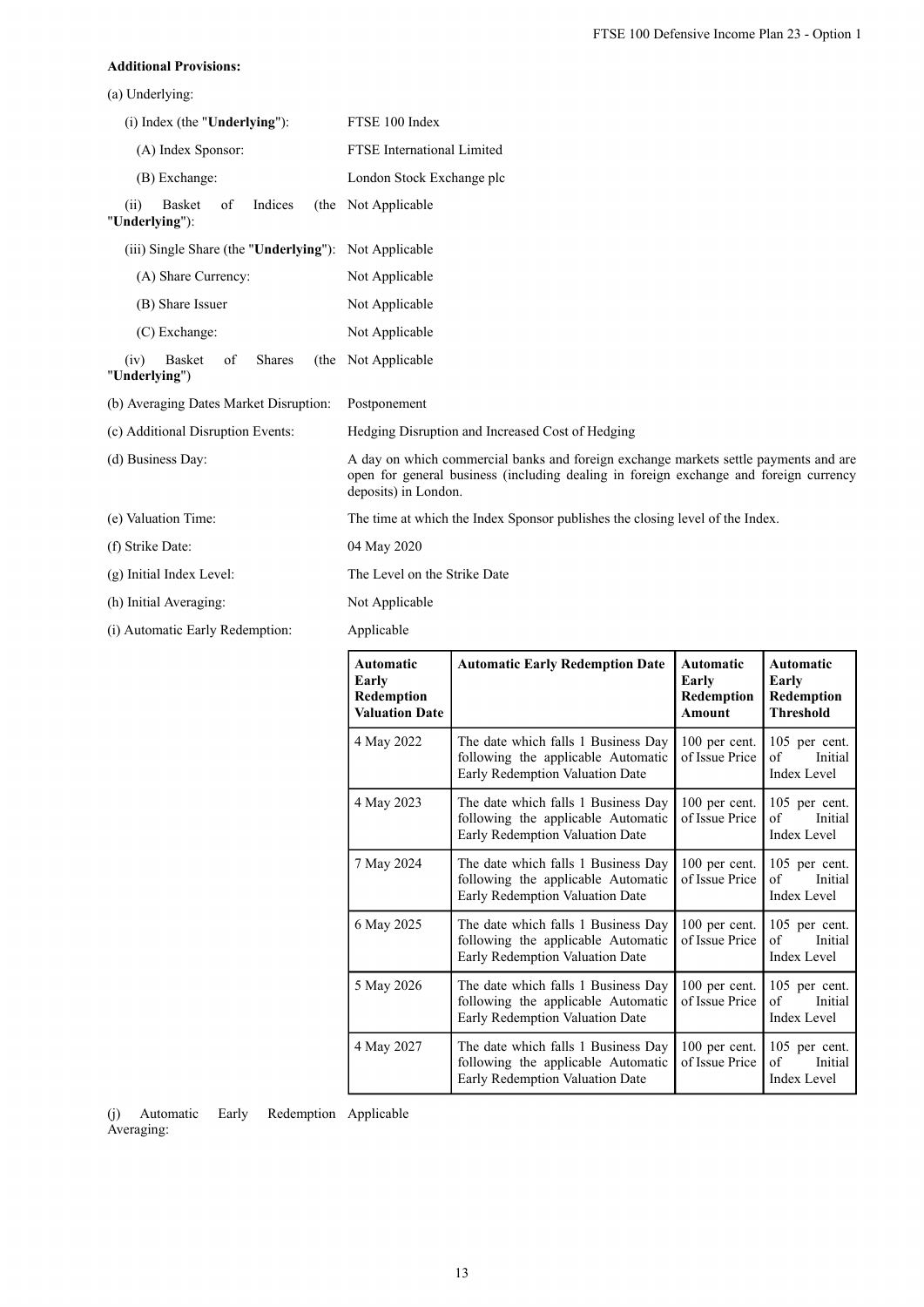**Additional Provisions:**

(a) Underlying:

| | |
|---|---|
| (i) Index (the "**Underlying**"): | FTSE 100 Index |
| (A) Index Sponsor: | FTSE International Limited |
| (B) Exchange: | London Stock Exchange plc |
| (ii) Basket of Indices (the "**Underlying**"): | Not Applicable |
| (iii) Single Share (the "**Underlying**"): | Not Applicable |
| (A) Share Currency: | Not Applicable |
| (B) Share Issuer | Not Applicable |
| (C) Exchange: | Not Applicable |
| (iv) Basket of Shares (the "**Underlying**") | Not Applicable |

| | |
|---|---|
| (b) Averaging Dates Market Disruption: | Postponement |
| (c) Additional Disruption Events: | Hedging Disruption and Increased Cost of Hedging |
| (d) Business Day: | A day on which commercial banks and foreign exchange markets settle payments and are open for general business (including dealing in foreign exchange and foreign currency deposits) in London. |
| (e) Valuation Time: | The time at which the Index Sponsor publishes the closing level of the Index. |
| (f) Strike Date: | 04 May 2020 |
| (g) Initial Index Level: | The Level on the Strike Date |
| (h) Initial Averaging: | Not Applicable |
| (i) Automatic Early Redemption: | Applicable |

| Automatic Early Redemption Valuation Date | Automatic Early Redemption Date | Automatic Early Redemption Amount | Automatic Early Redemption Threshold |
|---|---|---|---|
| 4 May 2022 | The date which falls 1 Business Day following the applicable Automatic Early Redemption Valuation Date | 100 per cent. of Issue Price | 105 per cent. of Initial Index Level |
| 4 May 2023 | The date which falls 1 Business Day following the applicable Automatic Early Redemption Valuation Date | 100 per cent. of Issue Price | 105 per cent. of Initial Index Level |
| 7 May 2024 | The date which falls 1 Business Day following the applicable Automatic Early Redemption Valuation Date | 100 per cent. of Issue Price | 105 per cent. of Initial Index Level |
| 6 May 2025 | The date which falls 1 Business Day following the applicable Automatic Early Redemption Valuation Date | 100 per cent. of Issue Price | 105 per cent. of Initial Index Level |
| 5 May 2026 | The date which falls 1 Business Day following the applicable Automatic Early Redemption Valuation Date | 100 per cent. of Issue Price | 105 per cent. of Initial Index Level |
| 4 May 2027 | The date which falls 1 Business Day following the applicable Automatic Early Redemption Valuation Date | 100 per cent. of Issue Price | 105 per cent. of Initial Index Level |

| | |
|---|---|
| (j) Automatic Early Redemption Averaging: | Applicable |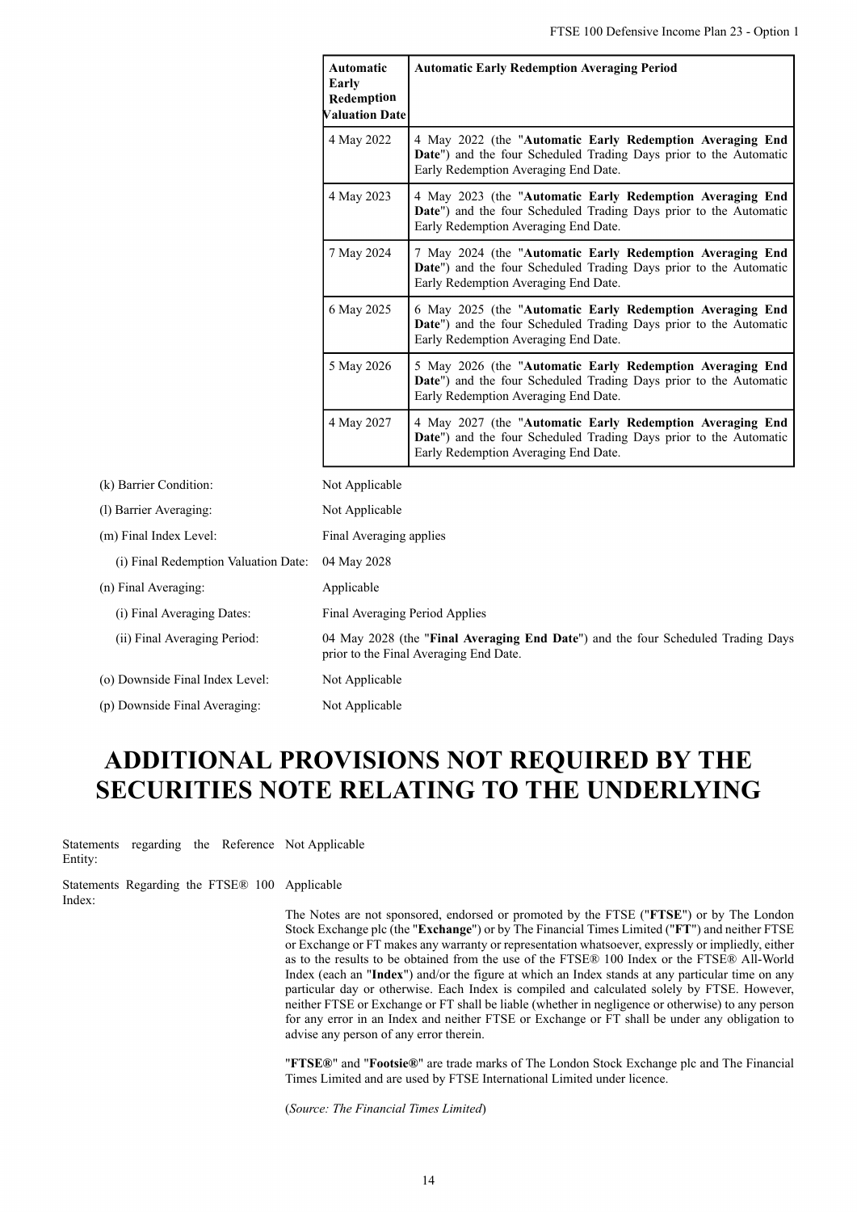| Automatic Early Redemption Valuation Date | Automatic Early Redemption Averaging Period |
|---|---|
| 4 May 2022 | 4 May 2022 (the "**Automatic Early Redemption Averaging End Date**") and the four Scheduled Trading Days prior to the Automatic Early Redemption Averaging End Date. |
| 4 May 2023 | 4 May 2023 (the "**Automatic Early Redemption Averaging End Date**") and the four Scheduled Trading Days prior to the Automatic Early Redemption Averaging End Date. |
| 7 May 2024 | 7 May 2024 (the "**Automatic Early Redemption Averaging End Date**") and the four Scheduled Trading Days prior to the Automatic Early Redemption Averaging End Date. |
| 6 May 2025 | 6 May 2025 (the "**Automatic Early Redemption Averaging End Date**") and the four Scheduled Trading Days prior to the Automatic Early Redemption Averaging End Date. |
| 5 May 2026 | 5 May 2026 (the "**Automatic Early Redemption Averaging End Date**") and the four Scheduled Trading Days prior to the Automatic Early Redemption Averaging End Date. |
| 4 May 2027 | 4 May 2027 (the "**Automatic Early Redemption Averaging End Date**") and the four Scheduled Trading Days prior to the Automatic Early Redemption Averaging End Date. |

(k) Barrier Condition: Not Applicable

(l) Barrier Averaging: Not Applicable

(m) Final Index Level: Final Averaging applies

(i) Final Redemption Valuation Date: 04 May 2028

(n) Final Averaging: Applicable

(i) Final Averaging Dates: Final Averaging Period Applies

(ii) Final Averaging Period: 04 May 2028 (the "**Final Averaging End Date**") and the four Scheduled Trading Days prior to the Final Averaging End Date.

(o) Downside Final Index Level: Not Applicable

(p) Downside Final Averaging: Not Applicable

# ADDITIONAL PROVISIONS NOT REQUIRED BY THE SECURITIES NOTE RELATING TO THE UNDERLYING

Statements regarding the Reference Entity: Not Applicable

Statements Regarding the FTSE® 100 Index: Applicable

The Notes are not sponsored, endorsed or promoted by the FTSE ("**FTSE**") or by The London Stock Exchange plc (the "**Exchange**") or by The Financial Times Limited ("**FT**") and neither FTSE or Exchange or FT makes any warranty or representation whatsoever, expressly or impliedly, either as to the results to be obtained from the use of the FTSE® 100 Index or the FTSE® All-World Index (each an "**Index**") and/or the figure at which an Index stands at any particular time on any particular day or otherwise. Each Index is compiled and calculated solely by FTSE. However, neither FTSE or Exchange or FT shall be liable (whether in negligence or otherwise) to any person for any error in an Index and neither FTSE or Exchange or FT shall be under any obligation to advise any person of any error therein.

"**FTSE®**" and "**Footsie®**" are trade marks of The London Stock Exchange plc and The Financial Times Limited and are used by FTSE International Limited under licence.

(*Source: The Financial Times Limited*)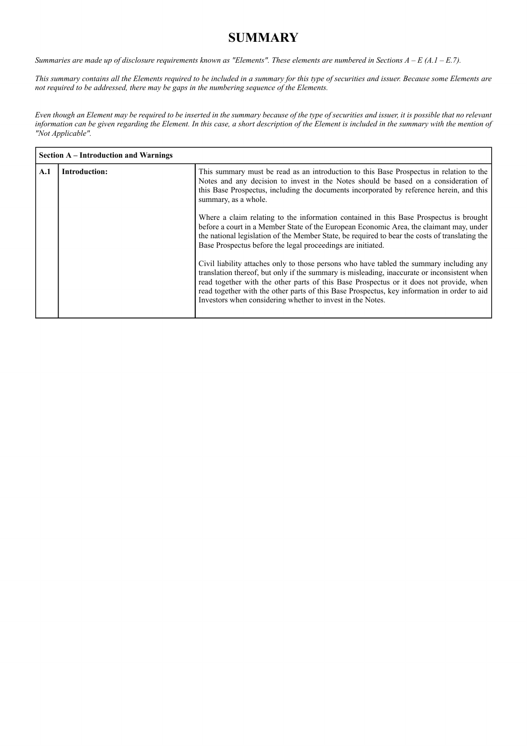# SUMMARY

*Summaries are made up of disclosure requirements known as "Elements". These elements are numbered in Sections A – E (A.1 – E.7).*

*This summary contains all the Elements required to be included in a summary for this type of securities and issuer. Because some Elements are not required to be addressed, there may be gaps in the numbering sequence of the Elements.*

*Even though an Element may be required to be inserted in the summary because of the type of securities and issuer, it is possible that no relevant information can be given regarding the Element. In this case, a short description of the Element is included in the summary with the mention of "Not Applicable".*

| **Section A – Introduction and Warnings** | | |
|---|---|---|
| **A.1** | **Introduction:** | This summary must be read as an introduction to this Base Prospectus in relation to the Notes and any decision to invest in the Notes should be based on a consideration of this Base Prospectus, including the documents incorporated by reference herein, and this summary, as a whole.<br><br>Where a claim relating to the information contained in this Base Prospectus is brought before a court in a Member State of the European Economic Area, the claimant may, under the national legislation of the Member State, be required to bear the costs of translating the Base Prospectus before the legal proceedings are initiated.<br><br>Civil liability attaches only to those persons who have tabled the summary including any translation thereof, but only if the summary is misleading, inaccurate or inconsistent when read together with the other parts of this Base Prospectus or it does not provide, when read together with the other parts of this Base Prospectus, key information in order to aid Investors when considering whether to invest in the Notes. |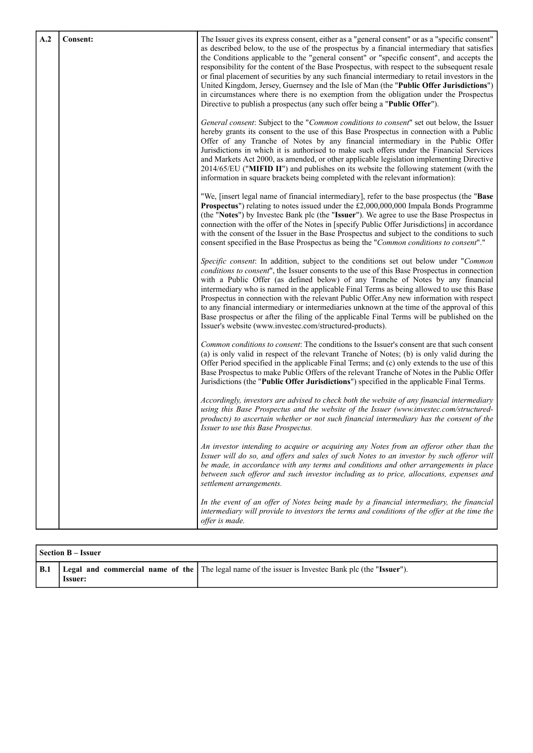| | | |
|---|---|---|
| **A.2** | **Consent:** | The Issuer gives its express consent, either as a "general consent" or as a "specific consent" as described below, to the use of the prospectus by a financial intermediary that satisfies the Conditions applicable to the "general consent" or "specific consent", and accepts the responsibility for the content of the Base Prospectus, with respect to the subsequent resale or final placement of securities by any such financial intermediary to retail investors in the United Kingdom, Jersey, Guernsey and the Isle of Man (the "**Public Offer Jurisdictions**") in circumstances where there is no exemption from the obligation under the Prospectus Directive to publish a prospectus (any such offer being a "**Public Offer**").<br><br>*General consent*: Subject to the "*Common conditions to consent*" set out below, the Issuer hereby grants its consent to the use of this Base Prospectus in connection with a Public Offer of any Tranche of Notes by any financial intermediary in the Public Offer Jurisdictions in which it is authorised to make such offers under the Financial Services and Markets Act 2000, as amended, or other applicable legislation implementing Directive 2014/65/EU ("**MIFID II**") and publishes on its website the following statement (with the information in square brackets being completed with the relevant information):<br><br>"We, [insert legal name of financial intermediary], refer to the base prospectus (the "**Base Prospectus**") relating to notes issued under the £2,000,000,000 Impala Bonds Programme (the "**Notes**") by Investec Bank plc (the "**Issuer**"). We agree to use the Base Prospectus in connection with the offer of the Notes in [specify Public Offer Jurisdictions] in accordance with the consent of the Issuer in the Base Prospectus and subject to the conditions to such consent specified in the Base Prospectus as being the "*Common conditions to consent*"."<br><br>*Specific consent*: In addition, subject to the conditions set out below under "*Common conditions to consent*", the Issuer consents to the use of this Base Prospectus in connection with a Public Offer (as defined below) of any Tranche of Notes by any financial intermediary who is named in the applicable Final Terms as being allowed to use this Base Prospectus in connection with the relevant Public Offer.Any new information with respect to any financial intermediary or intermediaries unknown at the time of the approval of this Base prospectus or after the filing of the applicable Final Terms will be published on the Issuer's website (www.investec.com/structured-products).<br><br>*Common conditions to consent*: The conditions to the Issuer's consent are that such consent (a) is only valid in respect of the relevant Tranche of Notes; (b) is only valid during the Offer Period specified in the applicable Final Terms; and (c) only extends to the use of this Base Prospectus to make Public Offers of the relevant Tranche of Notes in the Public Offer Jurisdictions (the "**Public Offer Jurisdictions**") specified in the applicable Final Terms.<br><br>*Accordingly, investors are advised to check both the website of any financial intermediary using this Base Prospectus and the website of the Issuer (www.investec.com/structured-products) to ascertain whether or not such financial intermediary has the consent of the Issuer to use this Base Prospectus.*<br><br>*An investor intending to acquire or acquiring any Notes from an offeror other than the Issuer will do so, and offers and sales of such Notes to an investor by such offeror will be made, in accordance with any terms and conditions and other arrangements in place between such offeror and such investor including as to price, allocations, expenses and settlement arrangements.*<br><br>*In the event of an offer of Notes being made by a financial intermediary, the financial intermediary will provide to investors the terms and conditions of the offer at the time the offer is made.* |

| **Section B – Issuer** | | |
|---|---|---|
| **B.1** | **Legal and commercial name of the Issuer:** | The legal name of the issuer is Investec Bank plc (the "**Issuer**"). |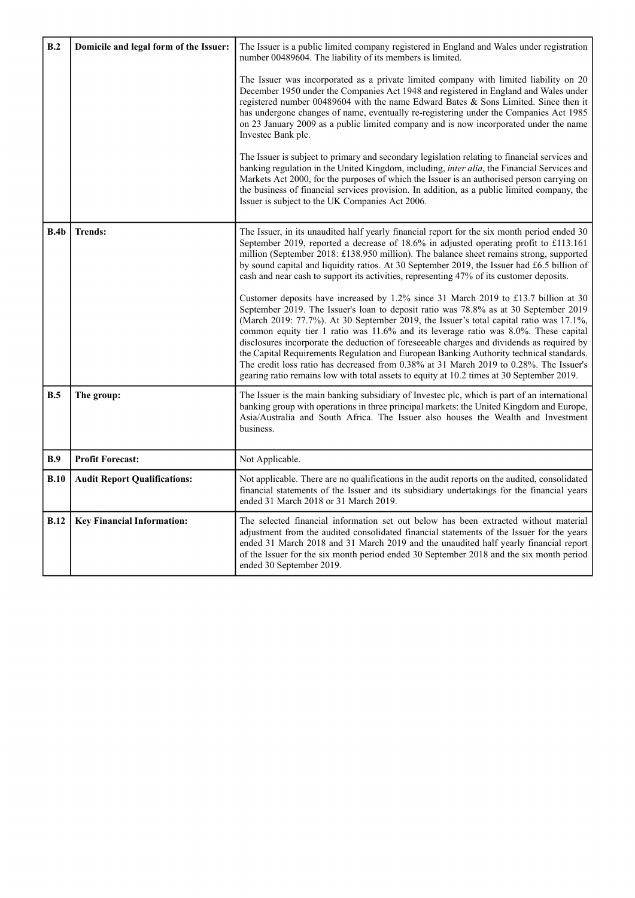| | | |
|---|---|---|
| **B.2** | **Domicile and legal form of the Issuer:** | The Issuer is a public limited company registered in England and Wales under registration number 00489604. The liability of its members is limited.<br><br>The Issuer was incorporated as a private limited company with limited liability on 20 December 1950 under the Companies Act 1948 and registered in England and Wales under registered number 00489604 with the name Edward Bates & Sons Limited. Since then it has undergone changes of name, eventually re-registering under the Companies Act 1985 on 23 January 2009 as a public limited company and is now incorporated under the name Investec Bank plc.<br><br>The Issuer is subject to primary and secondary legislation relating to financial services and banking regulation in the United Kingdom, including, *inter alia*, the Financial Services and Markets Act 2000, for the purposes of which the Issuer is an authorised person carrying on the business of financial services provision. In addition, as a public limited company, the Issuer is subject to the UK Companies Act 2006. |
| **B.4b** | **Trends:** | The Issuer, in its unaudited half yearly financial report for the six month period ended 30 September 2019, reported a decrease of 18.6% in adjusted operating profit to £113.161 million (September 2018: £138.950 million). The balance sheet remains strong, supported by sound capital and liquidity ratios. At 30 September 2019, the Issuer had £6.5 billion of cash and near cash to support its activities, representing 47% of its customer deposits.<br><br>Customer deposits have increased by 1.2% since 31 March 2019 to £13.7 billion at 30 September 2019. The Issuer's loan to deposit ratio was 78.8% as at 30 September 2019 (March 2019: 77.7%). At 30 September 2019, the Issuer's total capital ratio was 17.1%, common equity tier 1 ratio was 11.6% and its leverage ratio was 8.0%. These capital disclosures incorporate the deduction of foreseeable charges and dividends as required by the Capital Requirements Regulation and European Banking Authority technical standards. The credit loss ratio has decreased from 0.38% at 31 March 2019 to 0.28%. The Issuer's gearing ratio remains low with total assets to equity at 10.2 times at 30 September 2019. |
| **B.5** | **The group:** | The Issuer is the main banking subsidiary of Investec plc, which is part of an international banking group with operations in three principal markets: the United Kingdom and Europe, Asia/Australia and South Africa. The Issuer also houses the Wealth and Investment business. |
| **B.9** | **Profit Forecast:** | Not Applicable. |
| **B.10** | **Audit Report Qualifications:** | Not applicable. There are no qualifications in the audit reports on the audited, consolidated financial statements of the Issuer and its subsidiary undertakings for the financial years ended 31 March 2018 or 31 March 2019. |
| **B.12** | **Key Financial Information:** | The selected financial information set out below has been extracted without material adjustment from the audited consolidated financial statements of the Issuer for the years ended 31 March 2018 and 31 March 2019 and the unaudited half yearly financial report of the Issuer for the six month period ended 30 September 2018 and the six month period ended 30 September 2019. |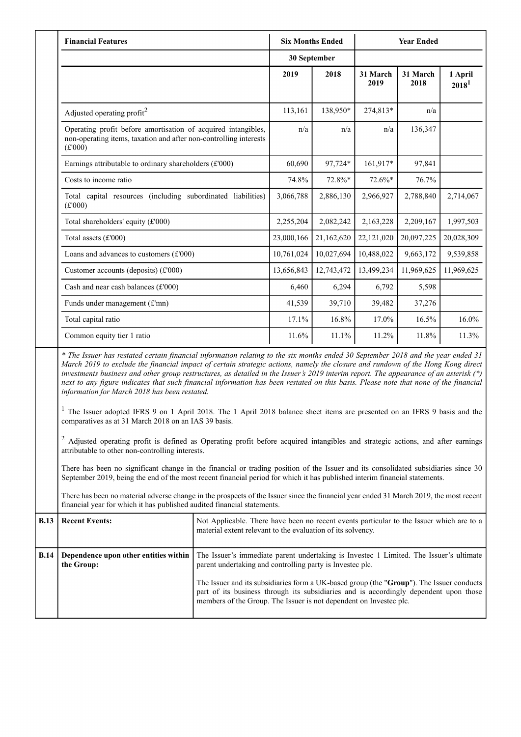| Financial Features | Six Months Ended | | Year Ended | | |
|---|---|---|---|---|---|
| | 30 September | | | | |
| | 2019 | 2018 | 31 March 2019 | 31 March 2018 | 1 April 2018[1] |
| Adjusted operating profit[2] | 113,161 | 138,950* | 274,813* | n/a | |
| Operating profit before amortisation of acquired intangibles, non-operating items, taxation and after non-controlling interests (£'000) | n/a | n/a | n/a | 136,347 | |
| Earnings attributable to ordinary shareholders (£'000) | 60,690 | 97,724* | 161,917* | 97,841 | |
| Costs to income ratio | 74.8% | 72.8%* | 72.6%* | 76.7% | |
| Total capital resources (including subordinated liabilities) (£'000) | 3,066,788 | 2,886,130 | 2,966,927 | 2,788,840 | 2,714,067 |
| Total shareholders' equity (£'000) | 2,255,204 | 2,082,242 | 2,163,228 | 2,209,167 | 1,997,503 |
| Total assets (£'000) | 23,000,166 | 21,162,620 | 22,121,020 | 20,097,225 | 20,028,309 |
| Loans and advances to customers (£'000) | 10,761,024 | 10,027,694 | 10,488,022 | 9,663,172 | 9,539,858 |
| Customer accounts (deposits) (£'000) | 13,656,843 | 12,743,472 | 13,499,234 | 11,969,625 | 11,969,625 |
| Cash and near cash balances (£'000) | 6,460 | 6,294 | 6,792 | 5,598 | |
| Funds under management (£'mn) | 41,539 | 39,710 | 39,482 | 37,276 | |
| Total capital ratio | 17.1% | 16.8% | 17.0% | 16.5% | 16.0% |
| Common equity tier 1 ratio | 11.6% | 11.1% | 11.2% | 11.8% | 11.3% |

*\* The Issuer has restated certain financial information relating to the six months ended 30 September 2018 and the year ended 31 March 2019 to exclude the financial impact of certain strategic actions, namely the closure and rundown of the Hong Kong direct investments business and other group restructures, as detailed in the Issuer's 2019 interim report. The appearance of an asterisk (\*) next to any figure indicates that such financial information has been restated on this basis. Please note that none of the financial information for March 2018 has been restated.*

[1] The Issuer adopted IFRS 9 on 1 April 2018. The 1 April 2018 balance sheet items are presented on an IFRS 9 basis and the comparatives as at 31 March 2018 on an IAS 39 basis.

[2] Adjusted operating profit is defined as Operating profit before acquired intangibles and strategic actions, and after earnings attributable to other non-controlling interests.

There has been no significant change in the financial or trading position of the Issuer and its consolidated subsidiaries since 30 September 2019, being the end of the most recent financial period for which it has published interim financial statements.

There has been no material adverse change in the prospects of the Issuer since the financial year ended 31 March 2019, the most recent financial year for which it has published audited financial statements.

| | | |
|---|---|---|
| **B.13** | **Recent Events:** | Not Applicable. There have been no recent events particular to the Issuer which are to a material extent relevant to the evaluation of its solvency. |
| **B.14** | **Dependence upon other entities within the Group:** | The Issuer's immediate parent undertaking is Investec 1 Limited. The Issuer's ultimate parent undertaking and controlling party is Investec plc.<br><br>The Issuer and its subsidiaries form a UK-based group (the "**Group**"). The Issuer conducts part of its business through its subsidiaries and is accordingly dependent upon those members of the Group. The Issuer is not dependent on Investec plc. |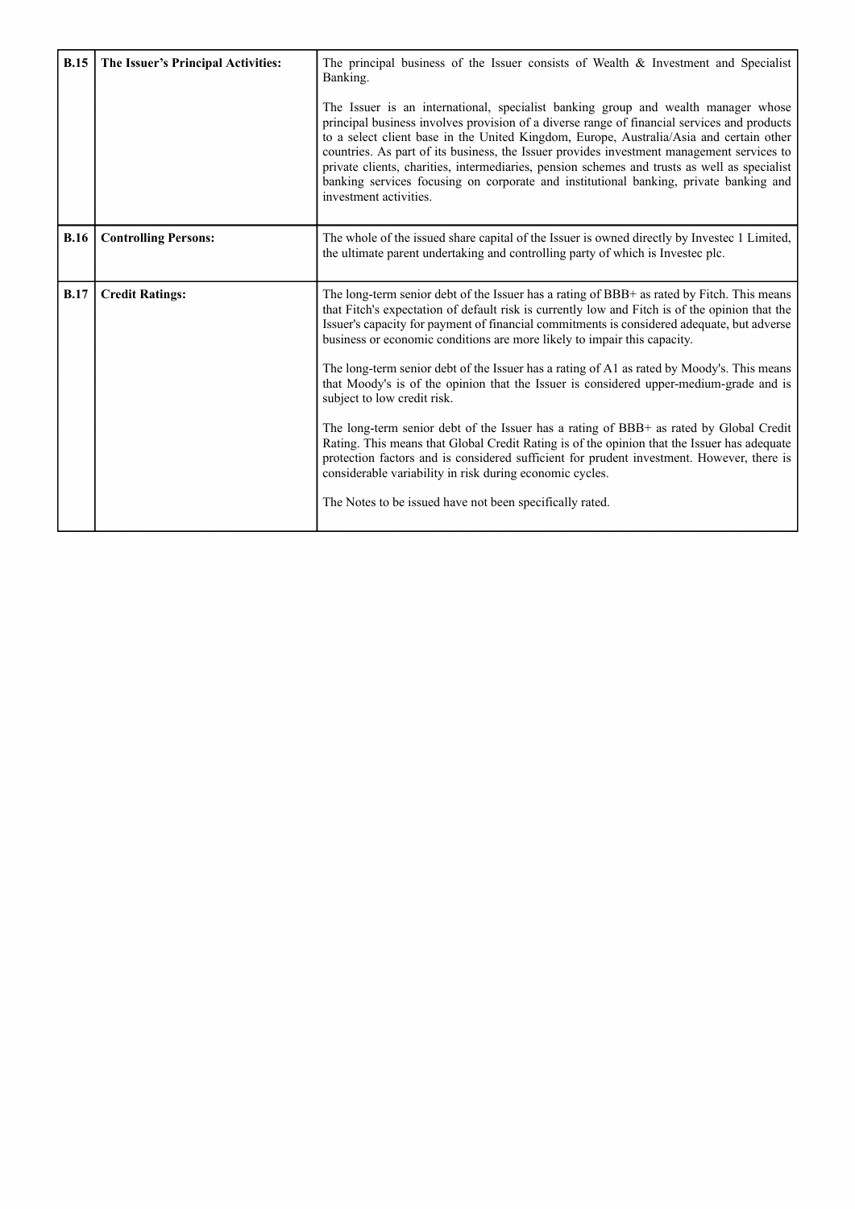| | | |
|---|---|---|
| **B.15** | **The Issuer's Principal Activities:** | The principal business of the Issuer consists of Wealth & Investment and Specialist Banking.<br><br>The Issuer is an international, specialist banking group and wealth manager whose principal business involves provision of a diverse range of financial services and products to a select client base in the United Kingdom, Europe, Australia/Asia and certain other countries. As part of its business, the Issuer provides investment management services to private clients, charities, intermediaries, pension schemes and trusts as well as specialist banking services focusing on corporate and institutional banking, private banking and investment activities. |
| **B.16** | **Controlling Persons:** | The whole of the issued share capital of the Issuer is owned directly by Investec 1 Limited, the ultimate parent undertaking and controlling party of which is Investec plc. |
| **B.17** | **Credit Ratings:** | The long-term senior debt of the Issuer has a rating of BBB+ as rated by Fitch. This means that Fitch's expectation of default risk is currently low and Fitch is of the opinion that the Issuer's capacity for payment of financial commitments is considered adequate, but adverse business or economic conditions are more likely to impair this capacity.<br><br>The long-term senior debt of the Issuer has a rating of A1 as rated by Moody's. This means that Moody's is of the opinion that the Issuer is considered upper-medium-grade and is subject to low credit risk.<br><br>The long-term senior debt of the Issuer has a rating of BBB+ as rated by Global Credit Rating. This means that Global Credit Rating is of the opinion that the Issuer has adequate protection factors and is considered sufficient for prudent investment. However, there is considerable variability in risk during economic cycles.<br><br>The Notes to be issued have not been specifically rated. |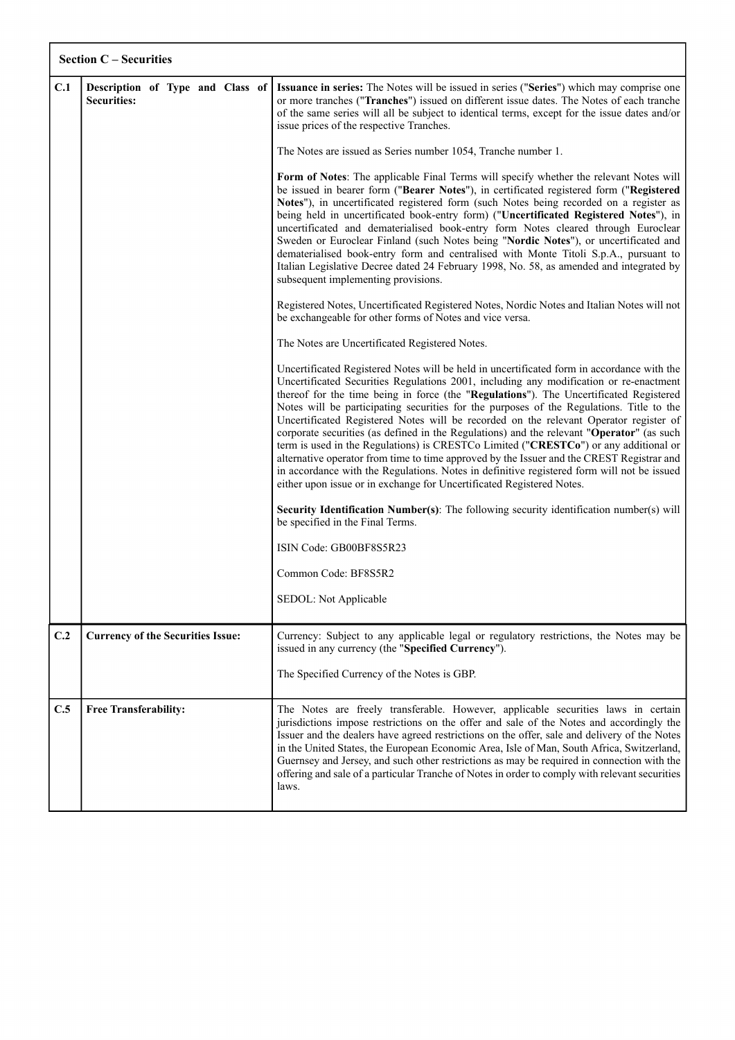| Section C – Securities | | |
|---|---|---|
| **C.1** | **Description of Type and Class of Securities:** | **Issuance in series:** The Notes will be issued in series ("**Series**") which may comprise one or more tranches ("**Tranches**") issued on different issue dates. The Notes of each tranche of the same series will all be subject to identical terms, except for the issue dates and/or issue prices of the respective Tranches.<br><br>The Notes are issued as Series number 1054, Tranche number 1.<br><br>**Form of Notes**: The applicable Final Terms will specify whether the relevant Notes will be issued in bearer form ("**Bearer Notes**"), in certificated registered form ("**Registered Notes**"), in uncertificated registered form (such Notes being recorded on a register as being held in uncertificated book-entry form) ("**Uncertificated Registered Notes**"), in uncertificated and dematerialised book-entry form Notes cleared through Euroclear Sweden or Euroclear Finland (such Notes being "**Nordic Notes**"), or uncertificated and dematerialised book-entry form and centralised with Monte Titoli S.p.A., pursuant to Italian Legislative Decree dated 24 February 1998, No. 58, as amended and integrated by subsequent implementing provisions.<br><br>Registered Notes, Uncertificated Registered Notes, Nordic Notes and Italian Notes will not be exchangeable for other forms of Notes and vice versa.<br><br>The Notes are Uncertificated Registered Notes.<br><br>Uncertificated Registered Notes will be held in uncertificated form in accordance with the Uncertificated Securities Regulations 2001, including any modification or re-enactment thereof for the time being in force (the "**Regulations**"). The Uncertificated Registered Notes will be participating securities for the purposes of the Regulations. Title to the Uncertificated Registered Notes will be recorded on the relevant Operator register of corporate securities (as defined in the Regulations) and the relevant "**Operator**" (as such term is used in the Regulations) is CRESTCo Limited ("**CRESTCo**") or any additional or alternative operator from time to time approved by the Issuer and the CREST Registrar and in accordance with the Regulations. Notes in definitive registered form will not be issued either upon issue or in exchange for Uncertificated Registered Notes.<br><br>**Security Identification Number(s)**: The following security identification number(s) will be specified in the Final Terms.<br><br>ISIN Code: GB00BF8S5R23<br><br>Common Code: BF8S5R2<br><br>SEDOL: Not Applicable |
| **C.2** | **Currency of the Securities Issue:** | Currency: Subject to any applicable legal or regulatory restrictions, the Notes may be issued in any currency (the "**Specified Currency**").<br><br>The Specified Currency of the Notes is GBP. |
| **C.5** | **Free Transferability:** | The Notes are freely transferable. However, applicable securities laws in certain jurisdictions impose restrictions on the offer and sale of the Notes and accordingly the Issuer and the dealers have agreed restrictions on the offer, sale and delivery of the Notes in the United States, the European Economic Area, Isle of Man, South Africa, Switzerland, Guernsey and Jersey, and such other restrictions as may be required in connection with the offering and sale of a particular Tranche of Notes in order to comply with relevant securities laws. |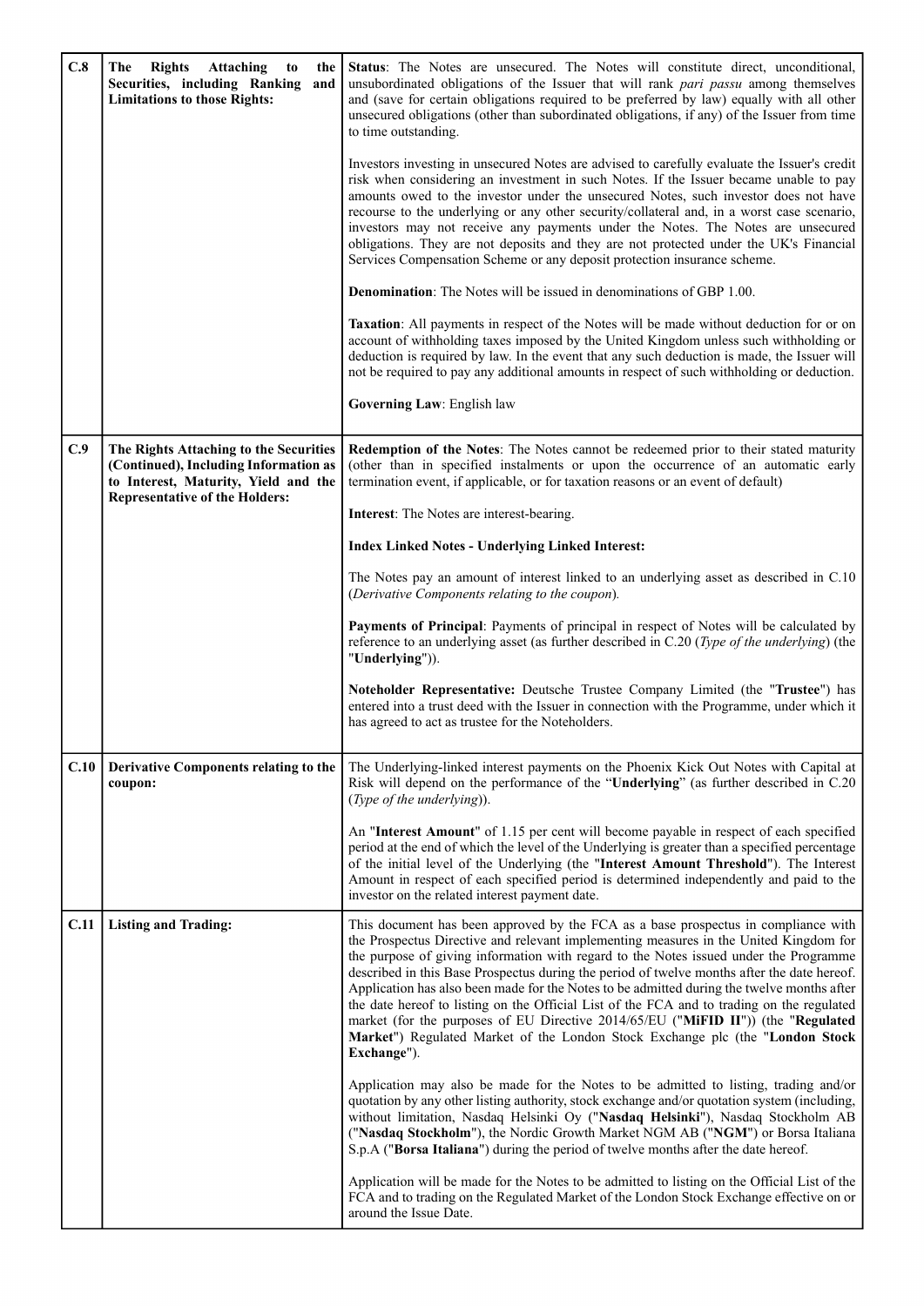| | | |
|---|---|---|
| **C.8** | **The Rights Attaching to the Securities, including Ranking and Limitations to those Rights:** | **Status**: The Notes are unsecured. The Notes will constitute direct, unconditional, unsubordinated obligations of the Issuer that will rank *pari passu* among themselves and (save for certain obligations required to be preferred by law) equally with all other unsecured obligations (other than subordinated obligations, if any) of the Issuer from time to time outstanding.<br><br>Investors investing in unsecured Notes are advised to carefully evaluate the Issuer's credit risk when considering an investment in such Notes. If the Issuer became unable to pay amounts owed to the investor under the unsecured Notes, such investor does not have recourse to the underlying or any other security/collateral and, in a worst case scenario, investors may not receive any payments under the Notes. The Notes are unsecured obligations. They are not deposits and they are not protected under the UK's Financial Services Compensation Scheme or any deposit protection insurance scheme.<br><br>**Denomination**: The Notes will be issued in denominations of GBP 1.00.<br><br>**Taxation**: All payments in respect of the Notes will be made without deduction for or on account of withholding taxes imposed by the United Kingdom unless such withholding or deduction is required by law. In the event that any such deduction is made, the Issuer will not be required to pay any additional amounts in respect of such withholding or deduction.<br><br>**Governing Law**: English law |
| **C.9** | **The Rights Attaching to the Securities (Continued), Including Information as to Interest, Maturity, Yield and the Representative of the Holders:** | **Redemption of the Notes**: The Notes cannot be redeemed prior to their stated maturity (other than in specified instalments or upon the occurrence of an automatic early termination event, if applicable, or for taxation reasons or an event of default)<br><br>**Interest**: The Notes are interest-bearing.<br><br>**Index Linked Notes - Underlying Linked Interest:**<br><br>The Notes pay an amount of interest linked to an underlying asset as described in C.10 (*Derivative Components relating to the coupon*).<br><br>**Payments of Principal**: Payments of principal in respect of Notes will be calculated by reference to an underlying asset (as further described in C.20 (*Type of the underlying*) (the "**Underlying**")).<br><br>**Noteholder Representative:** Deutsche Trustee Company Limited (the "**Trustee**") has entered into a trust deed with the Issuer in connection with the Programme, under which it has agreed to act as trustee for the Noteholders. |
| **C.10** | **Derivative Components relating to the coupon:** | The Underlying-linked interest payments on the Phoenix Kick Out Notes with Capital at Risk will depend on the performance of the "**Underlying**" (as further described in C.20 (*Type of the underlying*)).<br><br>An "**Interest Amount**" of 1.15 per cent will become payable in respect of each specified period at the end of which the level of the Underlying is greater than a specified percentage of the initial level of the Underlying (the "**Interest Amount Threshold**"). The Interest Amount in respect of each specified period is determined independently and paid to the investor on the related interest payment date. |
| **C.11** | **Listing and Trading:** | This document has been approved by the FCA as a base prospectus in compliance with the Prospectus Directive and relevant implementing measures in the United Kingdom for the purpose of giving information with regard to the Notes issued under the Programme described in this Base Prospectus during the period of twelve months after the date hereof. Application has also been made for the Notes to be admitted during the twelve months after the date hereof to listing on the Official List of the FCA and to trading on the regulated market (for the purposes of EU Directive 2014/65/EU ("**MiFID II**")) (the "**Regulated Market**") Regulated Market of the London Stock Exchange plc (the "**London Stock Exchange**").<br><br>Application may also be made for the Notes to be admitted to listing, trading and/or quotation by any other listing authority, stock exchange and/or quotation system (including, without limitation, Nasdaq Helsinki Oy ("**Nasdaq Helsinki**"), Nasdaq Stockholm AB ("**Nasdaq Stockholm**"), the Nordic Growth Market NGM AB ("**NGM**") or Borsa Italiana S.p.A ("**Borsa Italiana**") during the period of twelve months after the date hereof.<br><br>Application will be made for the Notes to be admitted to listing on the Official List of the FCA and to trading on the Regulated Market of the London Stock Exchange effective on or around the Issue Date. |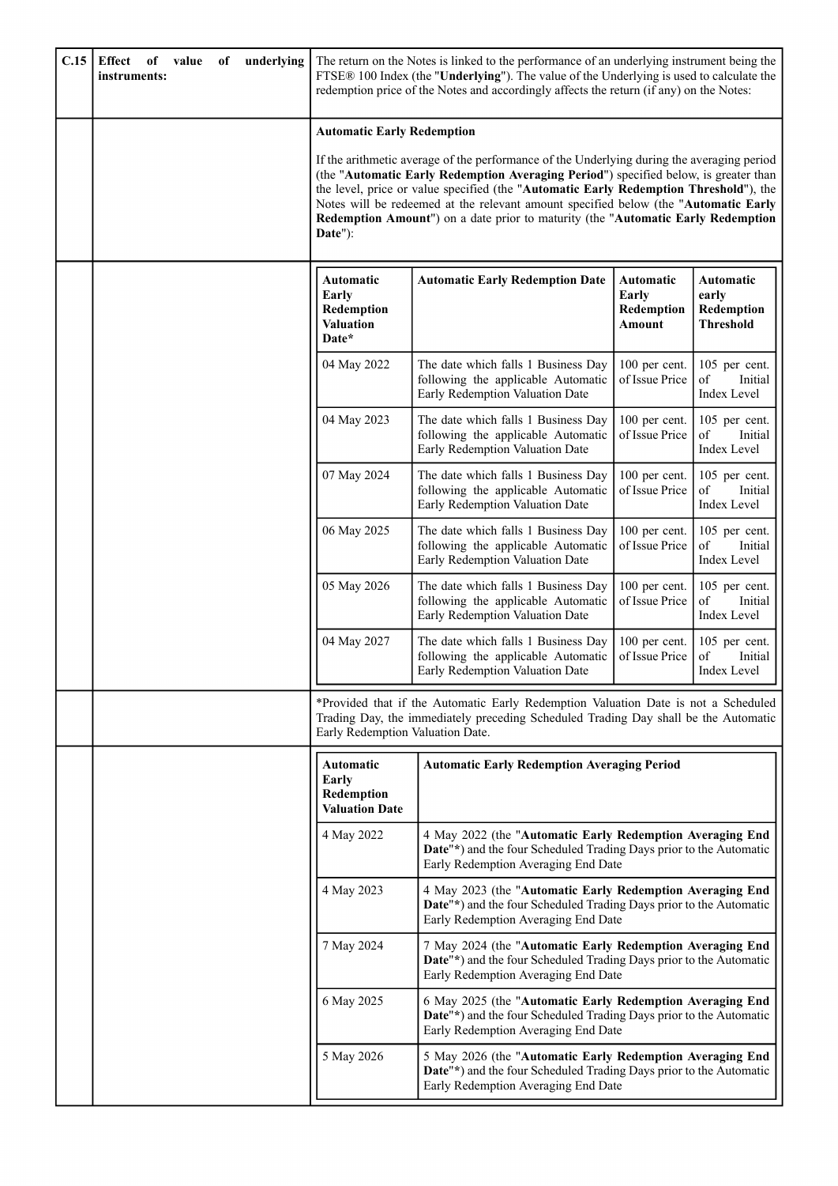| C.15 | Effect of value of underlying instruments: | The return on the Notes is linked to the performance of an underlying instrument being the FTSE® 100 Index (the "**Underlying**"). The value of the Underlying is used to calculate the redemption price of the Notes and accordingly affects the return (if any) on the Notes: |
|---|---|---|

**Automatic Early Redemption**

If the arithmetic average of the performance of the Underlying during the averaging period (the "**Automatic Early Redemption Averaging Period**") specified below, is greater than the level, price or value specified (the "**Automatic Early Redemption Threshold**"), the Notes will be redeemed at the relevant amount specified below (the "**Automatic Early Redemption Amount**") on a date prior to maturity (the "**Automatic Early Redemption Date**"):

| Automatic Early Redemption Valuation Date* | Automatic Early Redemption Date | Automatic Early Redemption Amount | Automatic early Redemption Threshold |
|---|---|---|---|
| 04 May 2022 | The date which falls 1 Business Day following the applicable Automatic Early Redemption Valuation Date | 100 per cent. of Issue Price | 105 per cent. of Initial Index Level |
| 04 May 2023 | The date which falls 1 Business Day following the applicable Automatic Early Redemption Valuation Date | 100 per cent. of Issue Price | 105 per cent. of Initial Index Level |
| 07 May 2024 | The date which falls 1 Business Day following the applicable Automatic Early Redemption Valuation Date | 100 per cent. of Issue Price | 105 per cent. of Initial Index Level |
| 06 May 2025 | The date which falls 1 Business Day following the applicable Automatic Early Redemption Valuation Date | 100 per cent. of Issue Price | 105 per cent. of Initial Index Level |
| 05 May 2026 | The date which falls 1 Business Day following the applicable Automatic Early Redemption Valuation Date | 100 per cent. of Issue Price | 105 per cent. of Initial Index Level |
| 04 May 2027 | The date which falls 1 Business Day following the applicable Automatic Early Redemption Valuation Date | 100 per cent. of Issue Price | 105 per cent. of Initial Index Level |

*Provided that if the Automatic Early Redemption Valuation Date is not a Scheduled Trading Day, the immediately preceding Scheduled Trading Day shall be the Automatic Early Redemption Valuation Date.

| Automatic Early Redemption Valuation Date | Automatic Early Redemption Averaging Period |
|---|---|
| 4 May 2022 | 4 May 2022 (the "**Automatic Early Redemption Averaging End Date**"*) and the four Scheduled Trading Days prior to the Automatic Early Redemption Averaging End Date |
| 4 May 2023 | 4 May 2023 (the "**Automatic Early Redemption Averaging End Date**"*) and the four Scheduled Trading Days prior to the Automatic Early Redemption Averaging End Date |
| 7 May 2024 | 7 May 2024 (the "**Automatic Early Redemption Averaging End Date**"*) and the four Scheduled Trading Days prior to the Automatic Early Redemption Averaging End Date |
| 6 May 2025 | 6 May 2025 (the "**Automatic Early Redemption Averaging End Date**"*) and the four Scheduled Trading Days prior to the Automatic Early Redemption Averaging End Date |
| 5 May 2026 | 5 May 2026 (the "**Automatic Early Redemption Averaging End Date**"*) and the four Scheduled Trading Days prior to the Automatic Early Redemption Averaging End Date |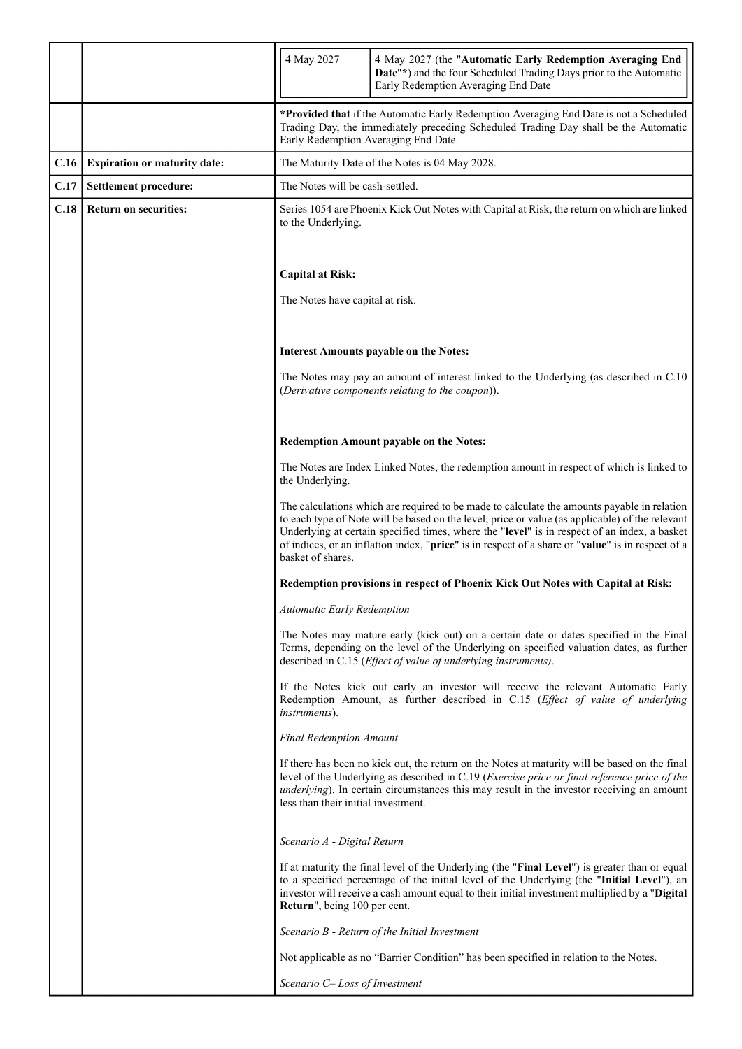| | | | |
|---|---|---|---|
| | | 4 May 2027 | 4 May 2027 (the "**Automatic Early Redemption Averaging End Date**"*) and the four Scheduled Trading Days prior to the Automatic Early Redemption Averaging End Date |
| | | ***Provided that** if the Automatic Early Redemption Averaging End Date is not a Scheduled Trading Day, the immediately preceding Scheduled Trading Day shall be the Automatic Early Redemption Averaging End Date. | |
| **C.16** | **Expiration or maturity date:** | The Maturity Date of the Notes is 04 May 2028. | |
| **C.17** | **Settlement procedure:** | The Notes will be cash-settled. | |
| **C.18** | **Return on securities:** | Series 1054 are Phoenix Kick Out Notes with Capital at Risk, the return on which are linked to the Underlying.<br><br>**Capital at Risk:**<br><br>The Notes have capital at risk.<br><br>**Interest Amounts payable on the Notes:**<br><br>The Notes may pay an amount of interest linked to the Underlying (as described in C.10 (*Derivative components relating to the coupon*)).<br><br>**Redemption Amount payable on the Notes:**<br><br>The Notes are Index Linked Notes, the redemption amount in respect of which is linked to the Underlying.<br><br>The calculations which are required to be made to calculate the amounts payable in relation to each type of Note will be based on the level, price or value (as applicable) of the relevant Underlying at certain specified times, where the "**level**" is in respect of an index, a basket of indices, or an inflation index, "**price**" is in respect of a share or "**value**" is in respect of a basket of shares.<br><br>**Redemption provisions in respect of Phoenix Kick Out Notes with Capital at Risk:**<br><br>*Automatic Early Redemption*<br><br>The Notes may mature early (kick out) on a certain date or dates specified in the Final Terms, depending on the level of the Underlying on specified valuation dates, as further described in C.15 (*Effect of value of underlying instruments)*.<br><br>If the Notes kick out early an investor will receive the relevant Automatic Early Redemption Amount, as further described in C.15 (*Effect of value of underlying instruments*).<br><br>*Final Redemption Amount*<br><br>If there has been no kick out, the return on the Notes at maturity will be based on the final level of the Underlying as described in C.19 (*Exercise price or final reference price of the underlying*). In certain circumstances this may result in the investor receiving an amount less than their initial investment.<br><br>*Scenario A - Digital Return*<br><br>If at maturity the final level of the Underlying (the "**Final Level**") is greater than or equal to a specified percentage of the initial level of the Underlying (the "**Initial Level**"), an investor will receive a cash amount equal to their initial investment multiplied by a "**Digital Return**", being 100 per cent.<br><br>*Scenario B - Return of the Initial Investment*<br><br>Not applicable as no "Barrier Condition" has been specified in relation to the Notes.<br><br>*Scenario C– Loss of Investment* | |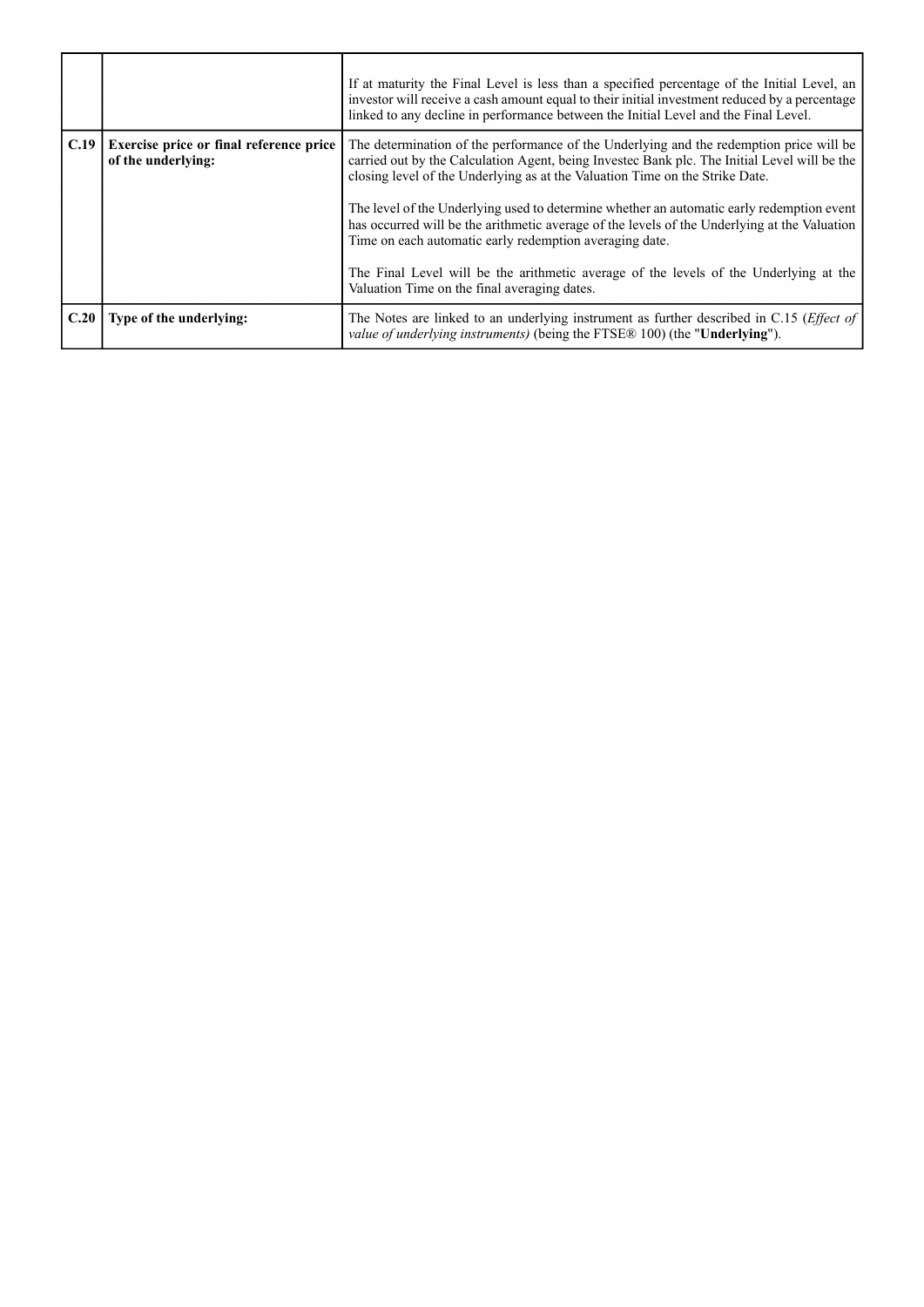| | | |
|---|---|---|
| | | If at maturity the Final Level is less than a specified percentage of the Initial Level, an investor will receive a cash amount equal to their initial investment reduced by a percentage linked to any decline in performance between the Initial Level and the Final Level. |
| **C.19** | **Exercise price or final reference price of the underlying:** | The determination of the performance of the Underlying and the redemption price will be carried out by the Calculation Agent, being Investec Bank plc. The Initial Level will be the closing level of the Underlying as at the Valuation Time on the Strike Date.<br><br>The level of the Underlying used to determine whether an automatic early redemption event has occurred will be the arithmetic average of the levels of the Underlying at the Valuation Time on each automatic early redemption averaging date.<br><br>The Final Level will be the arithmetic average of the levels of the Underlying at the Valuation Time on the final averaging dates. |
| **C.20** | **Type of the underlying:** | The Notes are linked to an underlying instrument as further described in C.15 (*Effect of value of underlying instruments)* (being the FTSE® 100) (the "**Underlying**"). |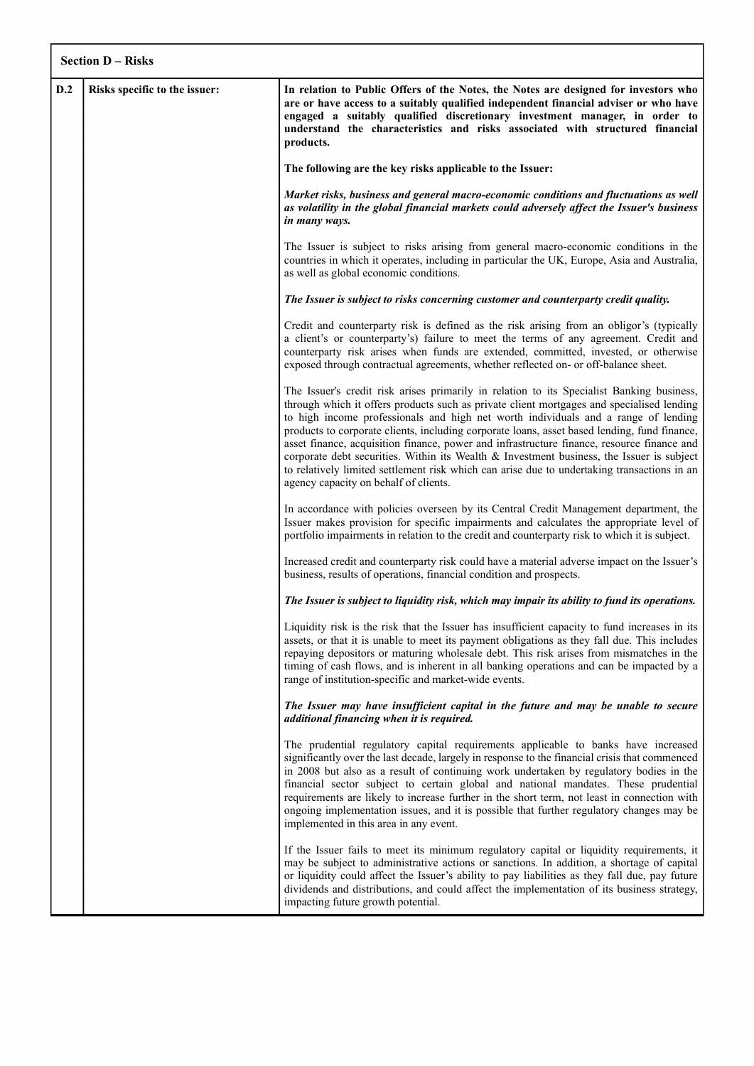| **Section D – Risks** | | |
|---|---|---|
| **D.2** | **Risks specific to the issuer:** | **In relation to Public Offers of the Notes, the Notes are designed for investors who are or have access to a suitably qualified independent financial adviser or who have engaged a suitably qualified discretionary investment manager, in order to understand the characteristics and risks associated with structured financial products.**<br><br>**The following are the key risks applicable to the Issuer:**<br><br>***Market risks, business and general macro-economic conditions and fluctuations as well as volatility in the global financial markets could adversely affect the Issuer's business in many ways.***<br><br>The Issuer is subject to risks arising from general macro-economic conditions in the countries in which it operates, including in particular the UK, Europe, Asia and Australia, as well as global economic conditions.<br><br>***The Issuer is subject to risks concerning customer and counterparty credit quality.***<br><br>Credit and counterparty risk is defined as the risk arising from an obligor's (typically a client's or counterparty's) failure to meet the terms of any agreement. Credit and counterparty risk arises when funds are extended, committed, invested, or otherwise exposed through contractual agreements, whether reflected on- or off-balance sheet.<br><br>The Issuer's credit risk arises primarily in relation to its Specialist Banking business, through which it offers products such as private client mortgages and specialised lending to high income professionals and high net worth individuals and a range of lending products to corporate clients, including corporate loans, asset based lending, fund finance, asset finance, acquisition finance, power and infrastructure finance, resource finance and corporate debt securities. Within its Wealth & Investment business, the Issuer is subject to relatively limited settlement risk which can arise due to undertaking transactions in an agency capacity on behalf of clients.<br><br>In accordance with policies overseen by its Central Credit Management department, the Issuer makes provision for specific impairments and calculates the appropriate level of portfolio impairments in relation to the credit and counterparty risk to which it is subject.<br><br>Increased credit and counterparty risk could have a material adverse impact on the Issuer's business, results of operations, financial condition and prospects.<br><br>***The Issuer is subject to liquidity risk, which may impair its ability to fund its operations.***<br><br>Liquidity risk is the risk that the Issuer has insufficient capacity to fund increases in its assets, or that it is unable to meet its payment obligations as they fall due. This includes repaying depositors or maturing wholesale debt. This risk arises from mismatches in the timing of cash flows, and is inherent in all banking operations and can be impacted by a range of institution-specific and market-wide events.<br><br>***The Issuer may have insufficient capital in the future and may be unable to secure additional financing when it is required.***<br><br>The prudential regulatory capital requirements applicable to banks have increased significantly over the last decade, largely in response to the financial crisis that commenced in 2008 but also as a result of continuing work undertaken by regulatory bodies in the financial sector subject to certain global and national mandates. These prudential requirements are likely to increase further in the short term, not least in connection with ongoing implementation issues, and it is possible that further regulatory changes may be implemented in this area in any event.<br><br>If the Issuer fails to meet its minimum regulatory capital or liquidity requirements, it may be subject to administrative actions or sanctions. In addition, a shortage of capital or liquidity could affect the Issuer's ability to pay liabilities as they fall due, pay future dividends and distributions, and could affect the implementation of its business strategy, impacting future growth potential. |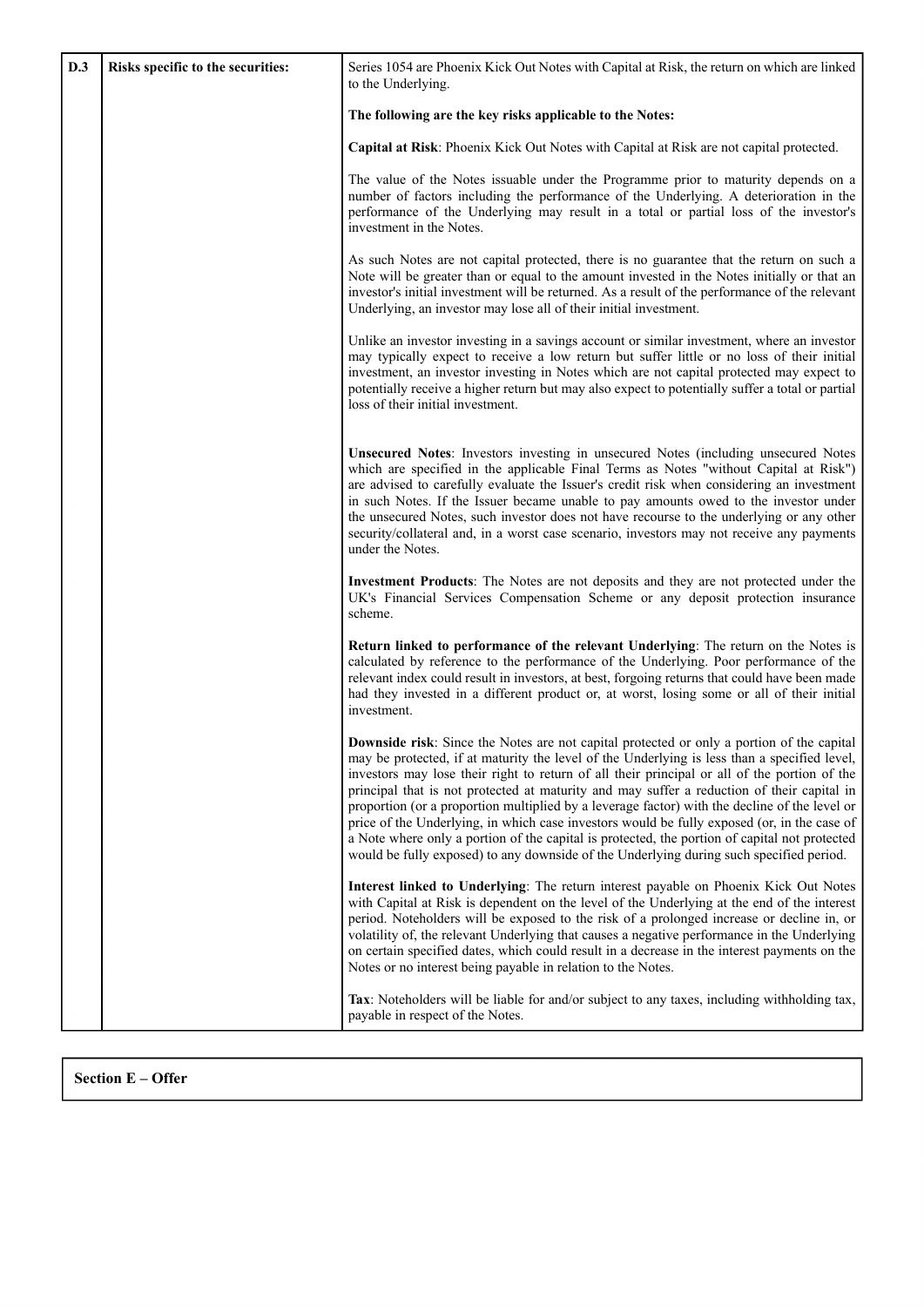| D.3 | Risks specific to the securities: | Series 1054 are Phoenix Kick Out Notes with Capital at Risk, the return on which are linked to the Underlying.<br><br>**The following are the key risks applicable to the Notes:**<br><br>**Capital at Risk**: Phoenix Kick Out Notes with Capital at Risk are not capital protected.<br><br>The value of the Notes issuable under the Programme prior to maturity depends on a number of factors including the performance of the Underlying. A deterioration in the performance of the Underlying may result in a total or partial loss of the investor's investment in the Notes.<br><br>As such Notes are not capital protected, there is no guarantee that the return on such a Note will be greater than or equal to the amount invested in the Notes initially or that an investor's initial investment will be returned. As a result of the performance of the relevant Underlying, an investor may lose all of their initial investment.<br><br>Unlike an investor investing in a savings account or similar investment, where an investor may typically expect to receive a low return but suffer little or no loss of their initial investment, an investor investing in Notes which are not capital protected may expect to potentially receive a higher return but may also expect to potentially suffer a total or partial loss of their initial investment.<br><br>**Unsecured Notes**: Investors investing in unsecured Notes (including unsecured Notes which are specified in the applicable Final Terms as Notes "without Capital at Risk") are advised to carefully evaluate the Issuer's credit risk when considering an investment in such Notes. If the Issuer became unable to pay amounts owed to the investor under the unsecured Notes, such investor does not have recourse to the underlying or any other security/collateral and, in a worst case scenario, investors may not receive any payments under the Notes.<br><br>**Investment Products**: The Notes are not deposits and they are not protected under the UK's Financial Services Compensation Scheme or any deposit protection insurance scheme.<br><br>**Return linked to performance of the relevant Underlying**: The return on the Notes is calculated by reference to the performance of the Underlying. Poor performance of the relevant index could result in investors, at best, forgoing returns that could have been made had they invested in a different product or, at worst, losing some or all of their initial investment.<br><br>**Downside risk**: Since the Notes are not capital protected or only a portion of the capital may be protected, if at maturity the level of the Underlying is less than a specified level, investors may lose their right to return of all their principal or all of the portion of the principal that is not protected at maturity and may suffer a reduction of their capital in proportion (or a proportion multiplied by a leverage factor) with the decline of the level or price of the Underlying, in which case investors would be fully exposed (or, in the case of a Note where only a portion of the capital is protected, the portion of capital not protected would be fully exposed) to any downside of the Underlying during such specified period.<br><br>**Interest linked to Underlying**: The return interest payable on Phoenix Kick Out Notes with Capital at Risk is dependent on the level of the Underlying at the end of the interest period. Noteholders will be exposed to the risk of a prolonged increase or decline in, or volatility of, the relevant Underlying that causes a negative performance in the Underlying on certain specified dates, which could result in a decrease in the interest payments on the Notes or no interest being payable in relation to the Notes.<br><br>**Tax**: Noteholders will be liable for and/or subject to any taxes, including withholding tax, payable in respect of the Notes. |
|---|---|---|

**Section E – Offer**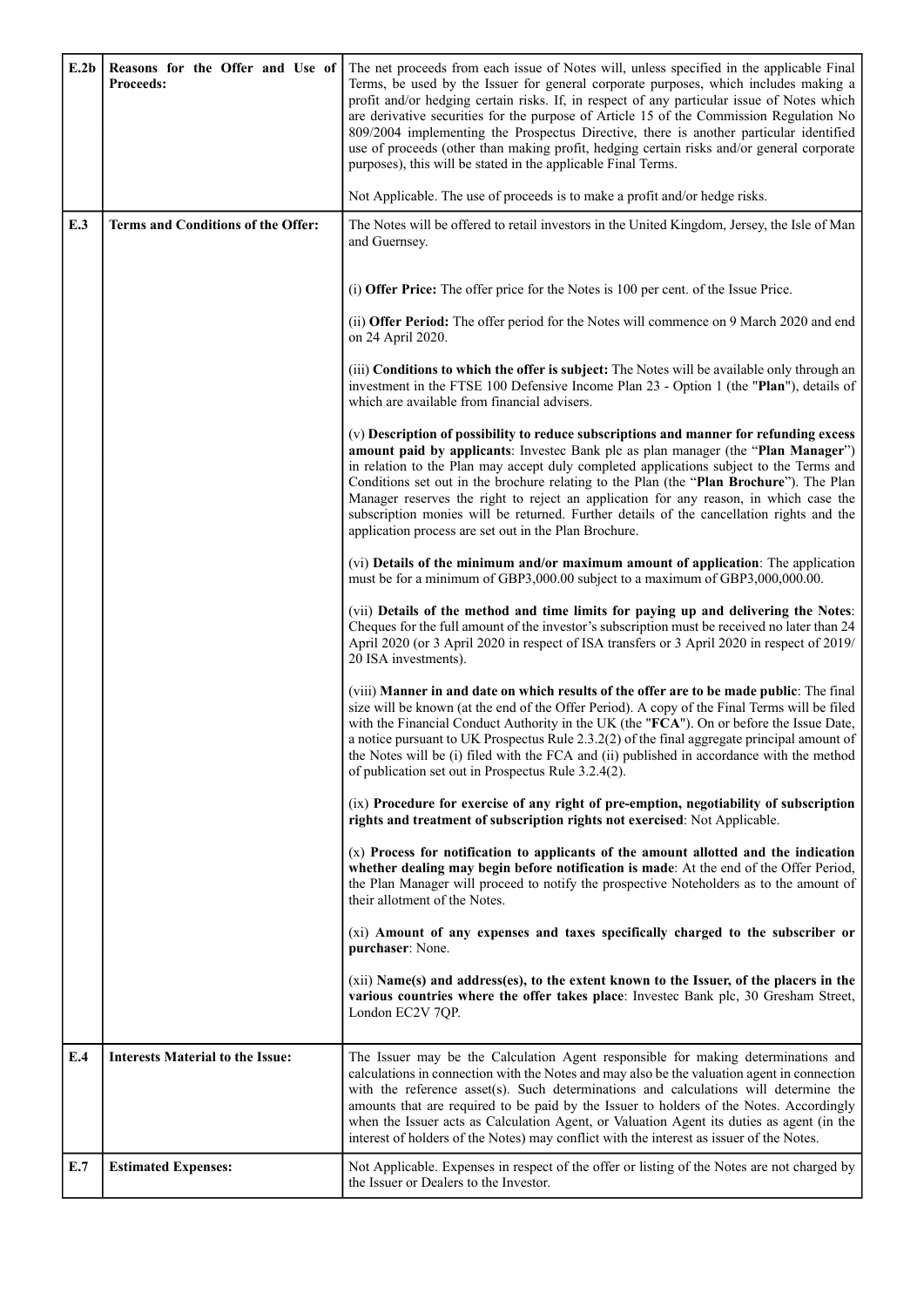| | | |
|---|---|---|
| **E.2b** | **Reasons for the Offer and Use of Proceeds:** | The net proceeds from each issue of Notes will, unless specified in the applicable Final Terms, be used by the Issuer for general corporate purposes, which includes making a profit and/or hedging certain risks. If, in respect of any particular issue of Notes which are derivative securities for the purpose of Article 15 of the Commission Regulation No 809/2004 implementing the Prospectus Directive, there is another particular identified use of proceeds (other than making profit, hedging certain risks and/or general corporate purposes), this will be stated in the applicable Final Terms.<br><br>Not Applicable. The use of proceeds is to make a profit and/or hedge risks. |
| **E.3** | **Terms and Conditions of the Offer:** | The Notes will be offered to retail investors in the United Kingdom, Jersey, the Isle of Man and Guernsey.<br><br>(i) **Offer Price:** The offer price for the Notes is 100 per cent. of the Issue Price.<br><br>(ii) **Offer Period:** The offer period for the Notes will commence on 9 March 2020 and end on 24 April 2020.<br><br>(iii) **Conditions to which the offer is subject:** The Notes will be available only through an investment in the FTSE 100 Defensive Income Plan 23 - Option 1 (the "**Plan**"), details of which are available from financial advisers.<br><br>(v) **Description of possibility to reduce subscriptions and manner for refunding excess amount paid by applicants**: Investec Bank plc as plan manager (the "**Plan Manager**") in relation to the Plan may accept duly completed applications subject to the Terms and Conditions set out in the brochure relating to the Plan (the "**Plan Brochure**"). The Plan Manager reserves the right to reject an application for any reason, in which case the subscription monies will be returned. Further details of the cancellation rights and the application process are set out in the Plan Brochure.<br><br>(vi) **Details of the minimum and/or maximum amount of application**: The application must be for a minimum of GBP3,000.00 subject to a maximum of GBP3,000,000.00.<br><br>(vii) **Details of the method and time limits for paying up and delivering the Notes**: Cheques for the full amount of the investor's subscription must be received no later than 24 April 2020 (or 3 April 2020 in respect of ISA transfers or 3 April 2020 in respect of 2019/20 ISA investments).<br><br>(viii) **Manner in and date on which results of the offer are to be made public**: The final size will be known (at the end of the Offer Period). A copy of the Final Terms will be filed with the Financial Conduct Authority in the UK (the "**FCA**"). On or before the Issue Date, a notice pursuant to UK Prospectus Rule 2.3.2(2) of the final aggregate principal amount of the Notes will be (i) filed with the FCA and (ii) published in accordance with the method of publication set out in Prospectus Rule 3.2.4(2).<br><br>(ix) **Procedure for exercise of any right of pre-emption, negotiability of subscription rights and treatment of subscription rights not exercised**: Not Applicable.<br><br>(x) **Process for notification to applicants of the amount allotted and the indication whether dealing may begin before notification is made**: At the end of the Offer Period, the Plan Manager will proceed to notify the prospective Noteholders as to the amount of their allotment of the Notes.<br><br>(xi) **Amount of any expenses and taxes specifically charged to the subscriber or purchaser**: None.<br><br>(xii) **Name(s) and address(es), to the extent known to the Issuer, of the placers in the various countries where the offer takes place**: Investec Bank plc, 30 Gresham Street, London EC2V 7QP. |
| **E.4** | **Interests Material to the Issue:** | The Issuer may be the Calculation Agent responsible for making determinations and calculations in connection with the Notes and may also be the valuation agent in connection with the reference asset(s). Such determinations and calculations will determine the amounts that are required to be paid by the Issuer to holders of the Notes. Accordingly when the Issuer acts as Calculation Agent, or Valuation Agent its duties as agent (in the interest of holders of the Notes) may conflict with the interest as issuer of the Notes. |
| **E.7** | **Estimated Expenses:** | Not Applicable. Expenses in respect of the offer or listing of the Notes are not charged by the Issuer or Dealers to the Investor. |